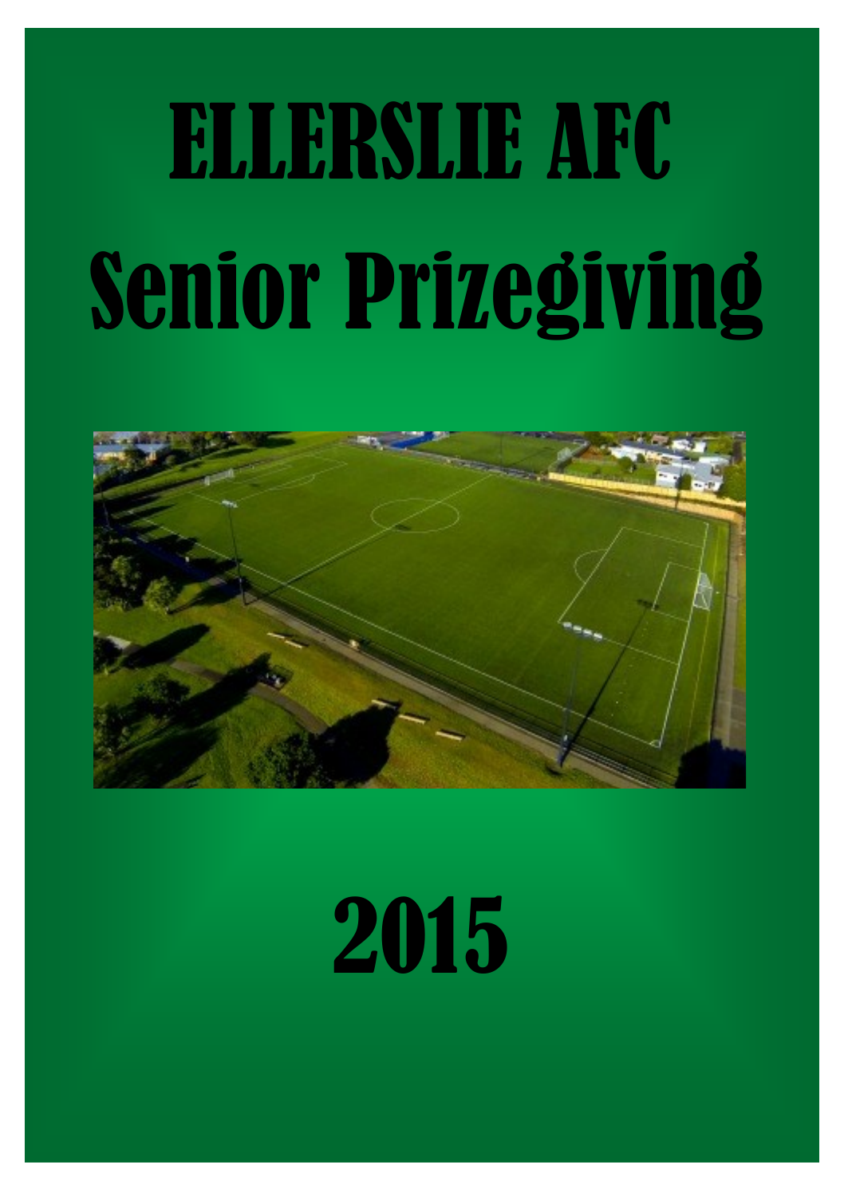# ELLERSLIE AFC

# Senior Prizegiving

# 2015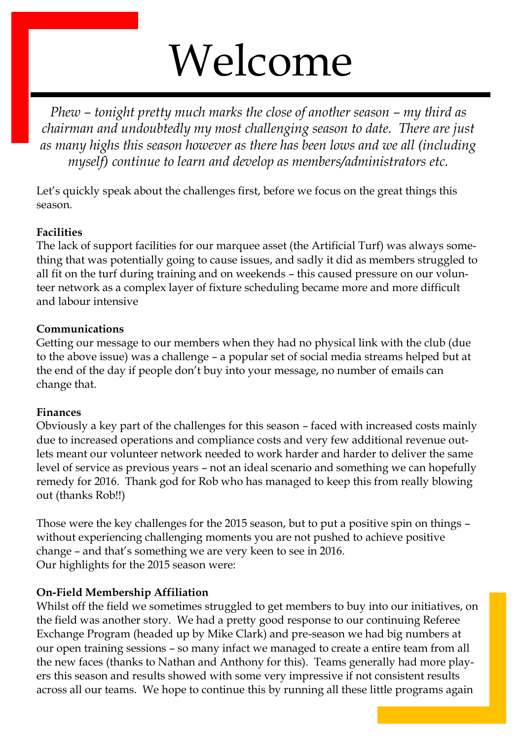# Welcome

*Phew – tonight pretty much marks the close of another season – my third as chairman and undoubtedly my most challenging season to date. There are just as many highs this season however as there has been lows and we all (including myself) continue to learn and develop as members/administrators etc.*

Let's quickly speak about the challenges first, before we focus on the great things this season.

**Facilities**
The lack of support facilities for our marquee asset (the Artificial Turf) was always something that was potentially going to cause issues, and sadly it did as members struggled to all fit on the turf during training and on weekends – this caused pressure on our volunteer network as a complex layer of fixture scheduling became more and more difficult and labour intensive

**Communications**
Getting our message to our members when they had no physical link with the club (due to the above issue) was a challenge – a popular set of social media streams helped but at the end of the day if people don't buy into your message, no number of emails can change that.

**Finances**
Obviously a key part of the challenges for this season – faced with increased costs mainly due to increased operations and compliance costs and very few additional revenue outlets meant our volunteer network needed to work harder and harder to deliver the same level of service as previous years – not an ideal scenario and something we can hopefully remedy for 2016. Thank god for Rob who has managed to keep this from really blowing out (thanks Rob!!)

Those were the key challenges for the 2015 season, but to put a positive spin on things – without experiencing challenging moments you are not pushed to achieve positive change – and that's something we are very keen to see in 2016.
Our highlights for the 2015 season were:

**On-Field Membership Affiliation**
Whilst off the field we sometimes struggled to get members to buy into our initiatives, on the field was another story. We had a pretty good response to our continuing Referee Exchange Program (headed up by Mike Clark) and pre-season we had big numbers at our open training sessions – so many infact we managed to create a entire team from all the new faces (thanks to Nathan and Anthony for this). Teams generally had more players this season and results showed with some very impressive if not consistent results across all our teams. We hope to continue this by running all these little programs again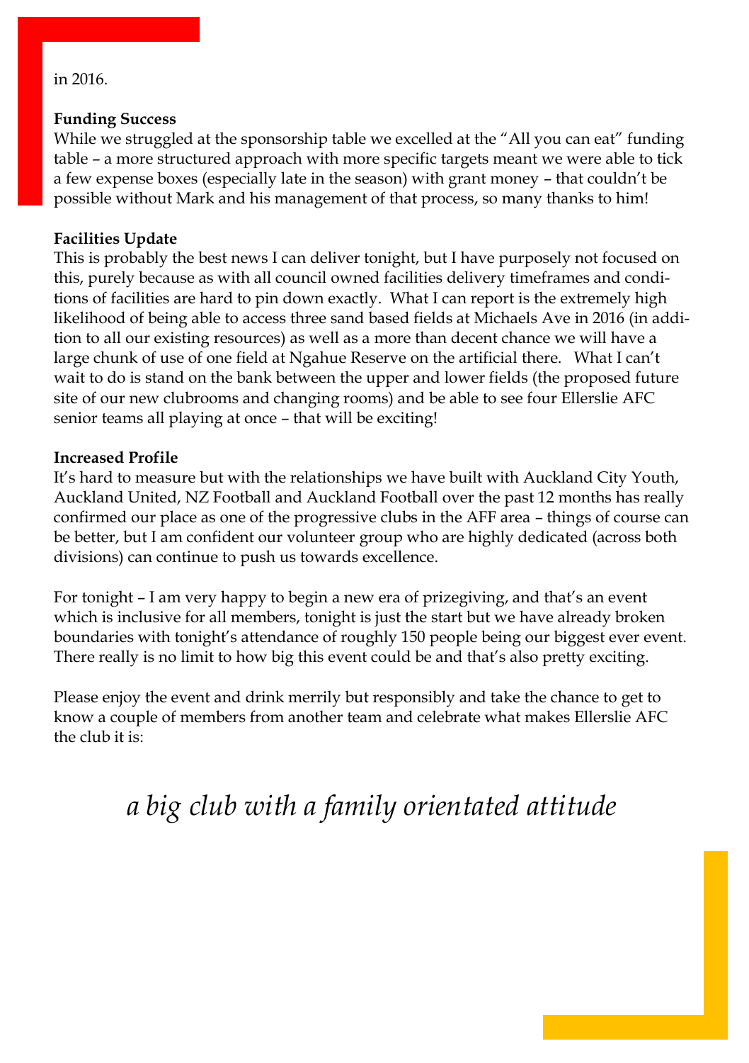in 2016.

**Funding Success**
While we struggled at the sponsorship table we excelled at the "All you can eat" funding table – a more structured approach with more specific targets meant we were able to tick a few expense boxes (especially late in the season) with grant money – that couldn't be possible without Mark and his management of that process, so many thanks to him!

**Facilities Update**
This is probably the best news I can deliver tonight, but I have purposely not focused on this, purely because as with all council owned facilities delivery timeframes and conditions of facilities are hard to pin down exactly. What I can report is the extremely high likelihood of being able to access three sand based fields at Michaels Ave in 2016 (in addition to all our existing resources) as well as a more than decent chance we will have a large chunk of use of one field at Ngahue Reserve on the artificial there. What I can't wait to do is stand on the bank between the upper and lower fields (the proposed future site of our new clubrooms and changing rooms) and be able to see four Ellerslie AFC senior teams all playing at once – that will be exciting!

**Increased Profile**
It's hard to measure but with the relationships we have built with Auckland City Youth, Auckland United, NZ Football and Auckland Football over the past 12 months has really confirmed our place as one of the progressive clubs in the AFF area – things of course can be better, but I am confident our volunteer group who are highly dedicated (across both divisions) can continue to push us towards excellence.

For tonight – I am very happy to begin a new era of prizegiving, and that's an event which is inclusive for all members, tonight is just the start but we have already broken boundaries with tonight's attendance of roughly 150 people being our biggest ever event. There really is no limit to how big this event could be and that's also pretty exciting.

Please enjoy the event and drink merrily but responsibly and take the chance to get to know a couple of members from another team and celebrate what makes Ellerslie AFC the club it is:

*a big club with a family orientated attitude*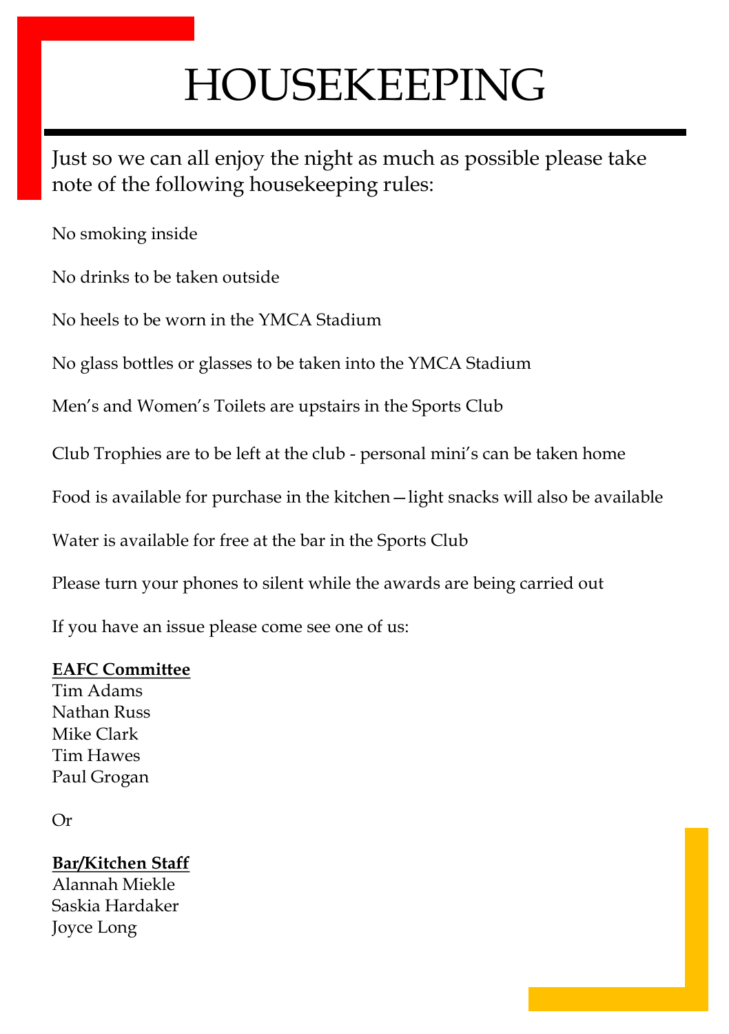# HOUSEKEEPING

Just so we can all enjoy the night as much as possible please take note of the following housekeeping rules:

No smoking inside

No drinks to be taken outside

No heels to be worn in the YMCA Stadium

No glass bottles or glasses to be taken into the YMCA Stadium

Men's and Women's Toilets are upstairs in the Sports Club

Club Trophies are to be left at the club - personal mini's can be taken home

Food is available for purchase in the kitchen—light snacks will also be available

Water is available for free at the bar in the Sports Club

Please turn your phones to silent while the awards are being carried out

If you have an issue please come see one of us:

**EAFC Committee**
Tim Adams
Nathan Russ
Mike Clark
Tim Hawes
Paul Grogan

Or

**Bar/Kitchen Staff**
Alannah Miekle
Saskia Hardaker
Joyce Long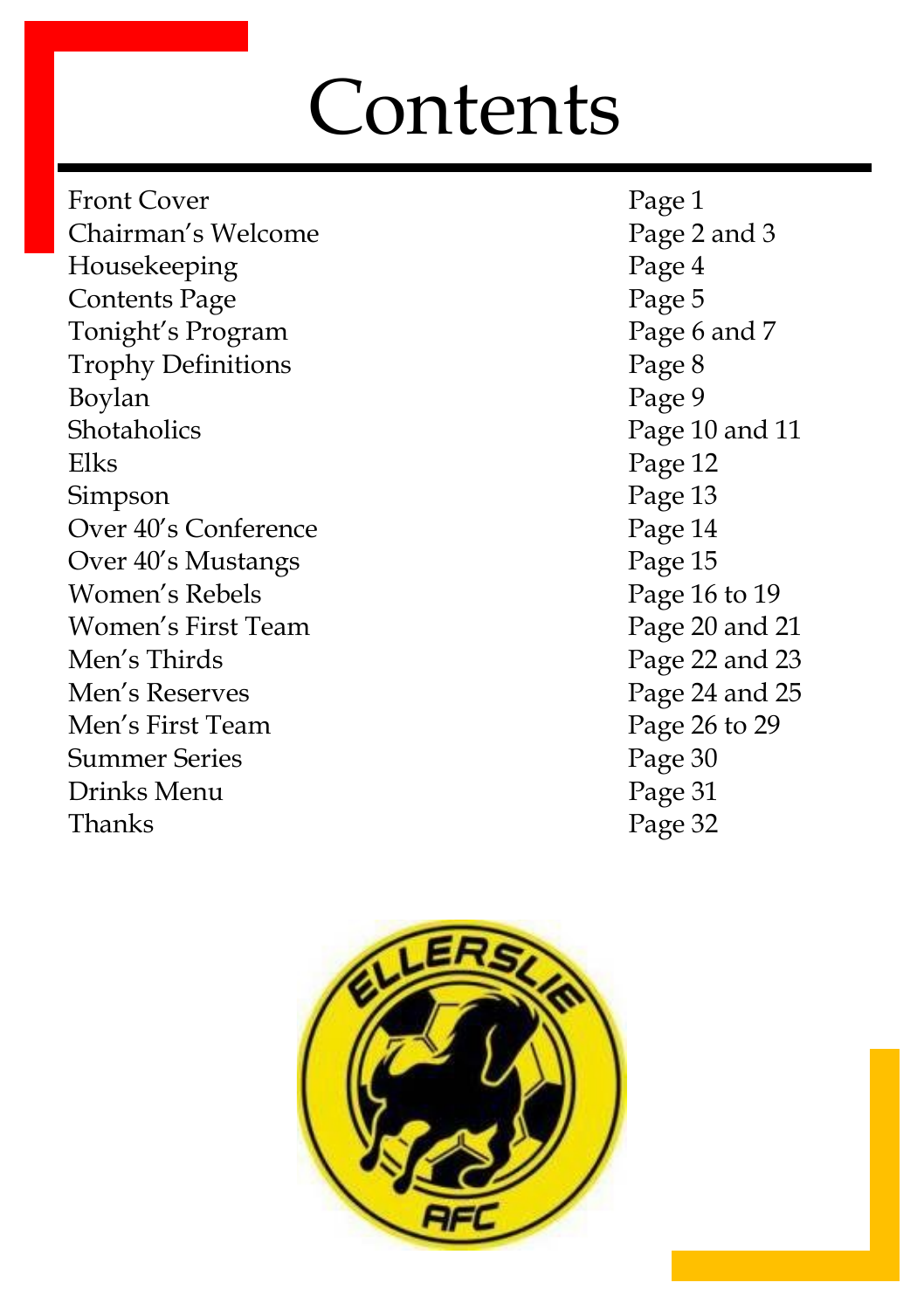# Contents

| | |
|---|---|
| Front Cover | Page 1 |
| Chairman's Welcome | Page 2 and 3 |
| Housekeeping | Page 4 |
| Contents Page | Page 5 |
| Tonight's Program | Page 6 and 7 |
| Trophy Definitions | Page 8 |
| Boylan | Page 9 |
| Shotaholics | Page 10 and 11 |
| Elks | Page 12 |
| Simpson | Page 13 |
| Over 40's Conference | Page 14 |
| Over 40's Mustangs | Page 15 |
| Women's Rebels | Page 16 to 19 |
| Women's First Team | Page 20 and 21 |
| Men's Thirds | Page 22 and 23 |
| Men's Reserves | Page 24 and 25 |
| Men's First Team | Page 26 to 29 |
| Summer Series | Page 30 |
| Drinks Menu | Page 31 |
| Thanks | Page 32 |

ELLERSLIE AFC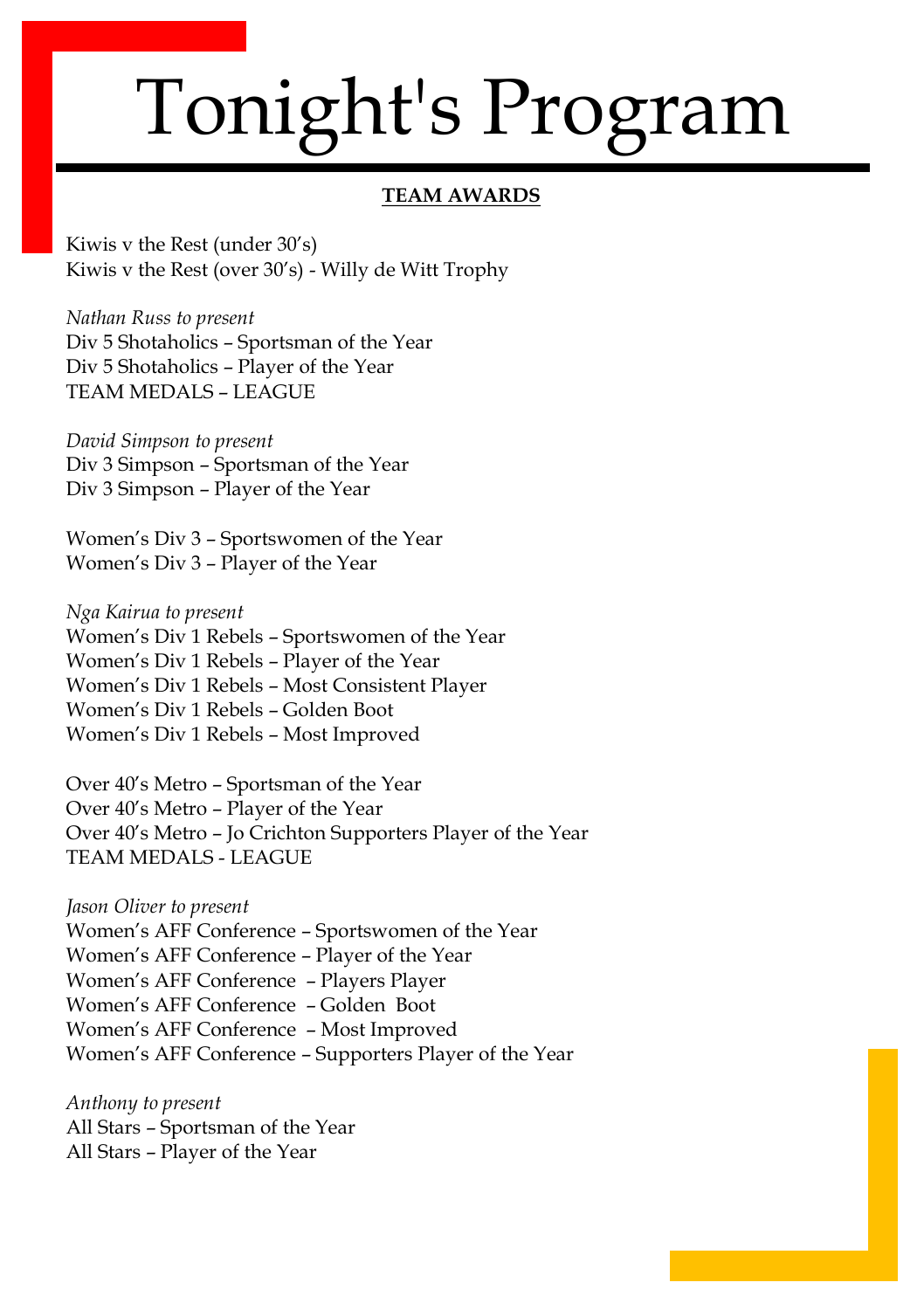# Tonight's Program

**TEAM AWARDS**

Kiwis v the Rest (under 30's)
Kiwis v the Rest (over 30's) - Willy de Witt Trophy

*Nathan Russ to present*
Div 5 Shotaholics – Sportsman of the Year
Div 5 Shotaholics – Player of the Year
TEAM MEDALS – LEAGUE

*David Simpson to present*
Div 3 Simpson – Sportsman of the Year
Div 3 Simpson – Player of the Year

Women's Div 3 – Sportswomen of the Year
Women's Div 3 – Player of the Year

*Nga Kairua to present*
Women's Div 1 Rebels – Sportswomen of the Year
Women's Div 1 Rebels – Player of the Year
Women's Div 1 Rebels – Most Consistent Player
Women's Div 1 Rebels – Golden Boot
Women's Div 1 Rebels – Most Improved

Over 40's Metro – Sportsman of the Year
Over 40's Metro – Player of the Year
Over 40's Metro – Jo Crichton Supporters Player of the Year
TEAM MEDALS - LEAGUE

*Jason Oliver to present*
Women's AFF Conference – Sportswomen of the Year
Women's AFF Conference – Player of the Year
Women's AFF Conference – Players Player
Women's AFF Conference – Golden Boot
Women's AFF Conference – Most Improved
Women's AFF Conference – Supporters Player of the Year

*Anthony to present*
All Stars – Sportsman of the Year
All Stars – Player of the Year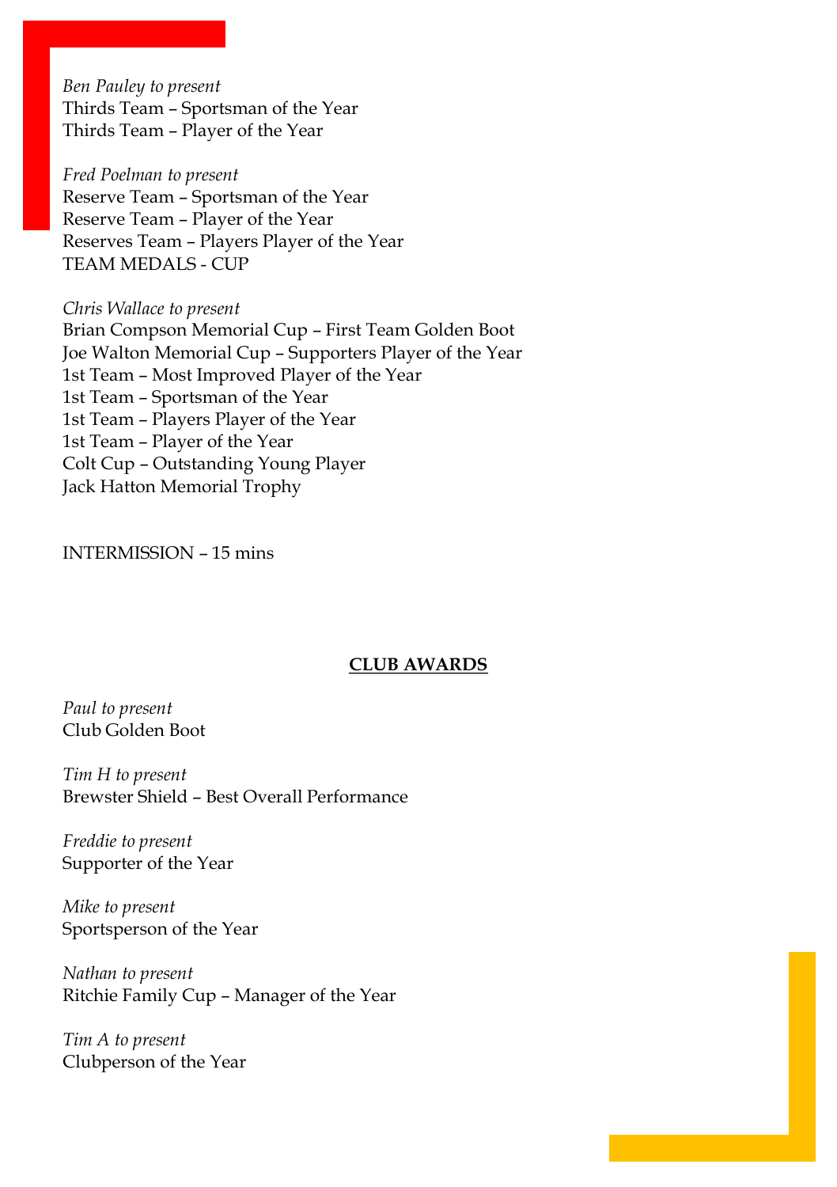*Ben Pauley to present*
Thirds Team – Sportsman of the Year
Thirds Team – Player of the Year

*Fred Poelman to present*
Reserve Team – Sportsman of the Year
Reserve Team – Player of the Year
Reserves Team – Players Player of the Year
TEAM MEDALS - CUP

*Chris Wallace to present*
Brian Compson Memorial Cup – First Team Golden Boot
Joe Walton Memorial Cup – Supporters Player of the Year
1st Team – Most Improved Player of the Year
1st Team – Sportsman of the Year
1st Team – Players Player of the Year
1st Team – Player of the Year
Colt Cup – Outstanding Young Player
Jack Hatton Memorial Trophy

INTERMISSION – 15 mins

## **CLUB AWARDS**

*Paul to present*
Club Golden Boot

*Tim H to present*
Brewster Shield – Best Overall Performance

*Freddie to present*
Supporter of the Year

*Mike to present*
Sportsperson of the Year

*Nathan to present*
Ritchie Family Cup – Manager of the Year

*Tim A to present*
Clubperson of the Year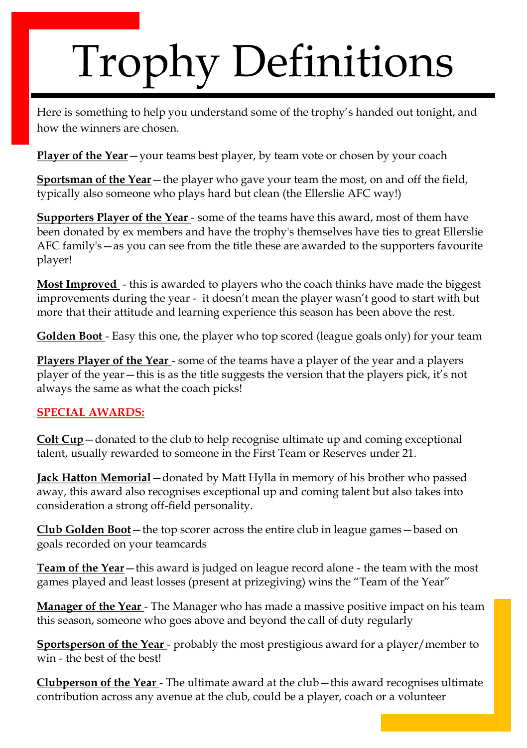# Trophy Definitions

Here is something to help you understand some of the trophy's handed out tonight, and how the winners are chosen.

**Player of the Year**—your teams best player, by team vote or chosen by your coach

**Sportsman of the Year**—the player who gave your team the most, on and off the field, typically also someone who plays hard but clean (the Ellerslie AFC way!)

**Supporters Player of the Year** - some of the teams have this award, most of them have been donated by ex members and have the trophy's themselves have ties to great Ellerslie AFC family's—as you can see from the title these are awarded to the supporters favourite player!

**Most Improved** - this is awarded to players who the coach thinks have made the biggest improvements during the year - it doesn't mean the player wasn't good to start with but more that their attitude and learning experience this season has been above the rest.

**Golden Boot** - Easy this one, the player who top scored (league goals only) for your team

**Players Player of the Year** - some of the teams have a player of the year and a players player of the year—this is as the title suggests the version that the players pick, it's not always the same as what the coach picks!

**SPECIAL AWARDS:**

**Colt Cup**—donated to the club to help recognise ultimate up and coming exceptional talent, usually rewarded to someone in the First Team or Reserves under 21.

**Jack Hatton Memorial**—donated by Matt Hylla in memory of his brother who passed away, this award also recognises exceptional up and coming talent but also takes into consideration a strong off-field personality.

**Club Golden Boot**—the top scorer across the entire club in league games—based on goals recorded on your teamcards

**Team of the Year**—this award is judged on league record alone - the team with the most games played and least losses (present at prizegiving) wins the "Team of the Year"

**Manager of the Year** - The Manager who has made a massive positive impact on his team this season, someone who goes above and beyond the call of duty regularly

**Sportsperson of the Year** - probably the most prestigious award for a player/member to win - the best of the best!

**Clubperson of the Year** - The ultimate award at the club—this award recognises ultimate contribution across any avenue at the club, could be a player, coach or a volunteer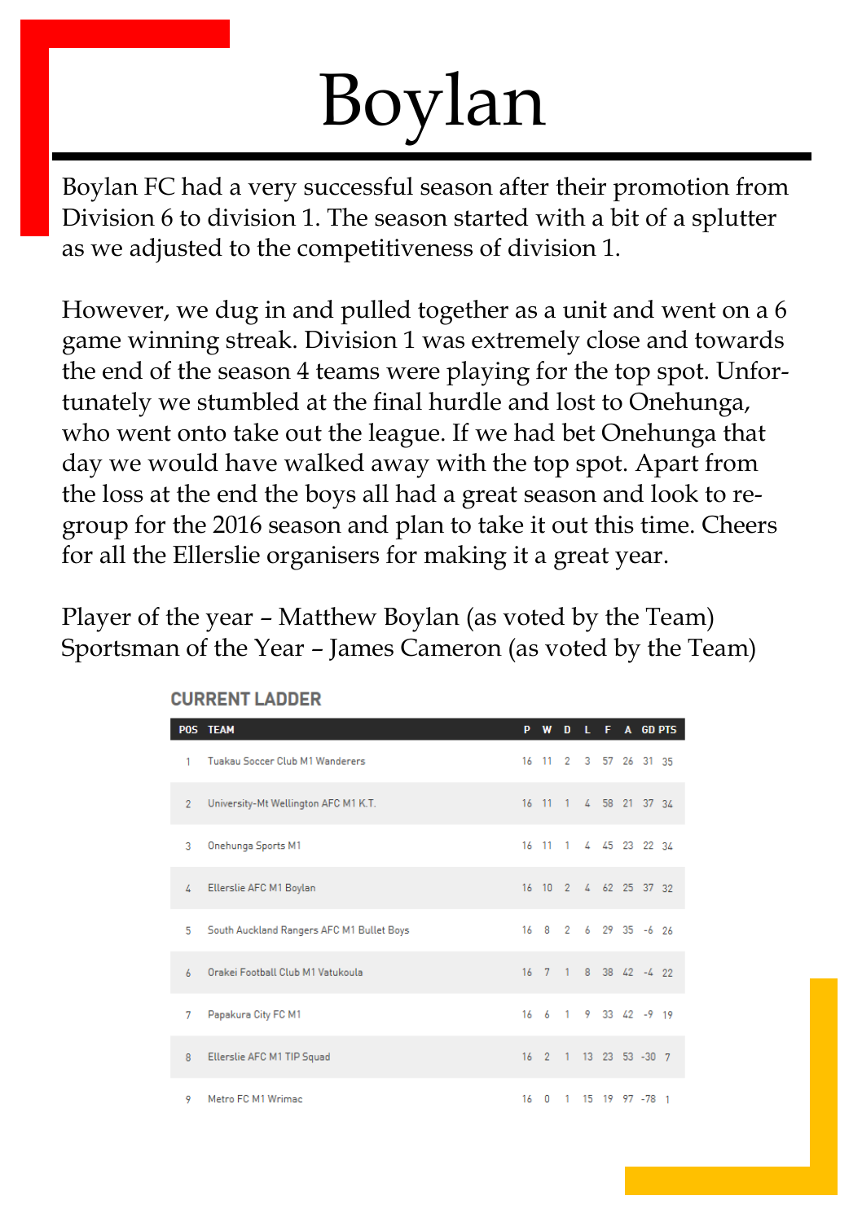# Boylan

Boylan FC had a very successful season after their promotion from Division 6 to division 1. The season started with a bit of a splutter as we adjusted to the competitiveness of division 1.

However, we dug in and pulled together as a unit and went on a 6 game winning streak. Division 1 was extremely close and towards the end of the season 4 teams were playing for the top spot. Unfortunately we stumbled at the final hurdle and lost to Onehunga, who went onto take out the league. If we had bet Onehunga that day we would have walked away with the top spot. Apart from the loss at the end the boys all had a great season and look to regroup for the 2016 season and plan to take it out this time. Cheers for all the Ellerslie organisers for making it a great year.

Player of the year – Matthew Boylan (as voted by the Team)
Sportsman of the Year – James Cameron (as voted by the Team)

## CURRENT LADDER

| POS | TEAM | P | W | D | L | F | A | GD | PTS |
|---|---|---|---|---|---|---|---|---|---|
| 1 | Tuakau Soccer Club M1 Wanderers | 16 | 11 | 2 | 3 | 57 | 26 | 31 | 35 |
| 2 | University-Mt Wellington AFC M1 K.T. | 16 | 11 | 1 | 4 | 58 | 21 | 37 | 34 |
| 3 | Onehunga Sports M1 | 16 | 11 | 1 | 4 | 45 | 23 | 22 | 34 |
| 4 | Ellerslie AFC M1 Boylan | 16 | 10 | 2 | 4 | 62 | 25 | 37 | 32 |
| 5 | South Auckland Rangers AFC M1 Bullet Boys | 16 | 8 | 2 | 6 | 29 | 35 | -6 | 26 |
| 6 | Orakei Football Club M1 Vatukoula | 16 | 7 | 1 | 8 | 38 | 42 | -4 | 22 |
| 7 | Papakura City FC M1 | 16 | 6 | 1 | 9 | 33 | 42 | -9 | 19 |
| 8 | Ellerslie AFC M1 TIP Squad | 16 | 2 | 1 | 13 | 23 | 53 | -30 | 7 |
| 9 | Metro FC M1 Wrimac | 16 | 0 | 1 | 15 | 19 | 97 | -78 | 1 |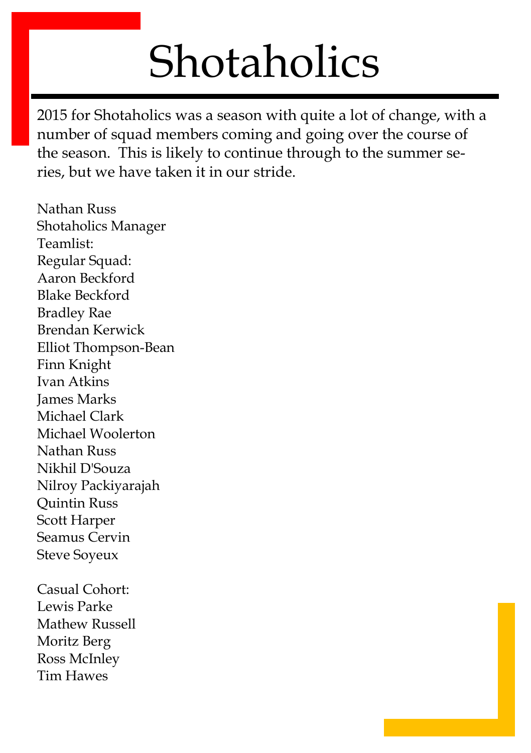# Shotaholics

2015 for Shotaholics was a season with quite a lot of change, with a number of squad members coming and going over the course of the season. This is likely to continue through to the summer series, but we have taken it in our stride.

Nathan Russ
Shotaholics Manager

Teamlist:

Regular Squad:

Aaron Beckford
Blake Beckford
Bradley Rae
Brendan Kerwick
Elliot Thompson-Bean
Finn Knight
Ivan Atkins
James Marks
Michael Clark
Michael Woolerton
Nathan Russ
Nikhil D'Souza
Nilroy Packiyarajah
Quintin Russ
Scott Harper
Seamus Cervin
Steve Soyeux

Casual Cohort:

Lewis Parke
Mathew Russell
Moritz Berg
Ross McInley
Tim Hawes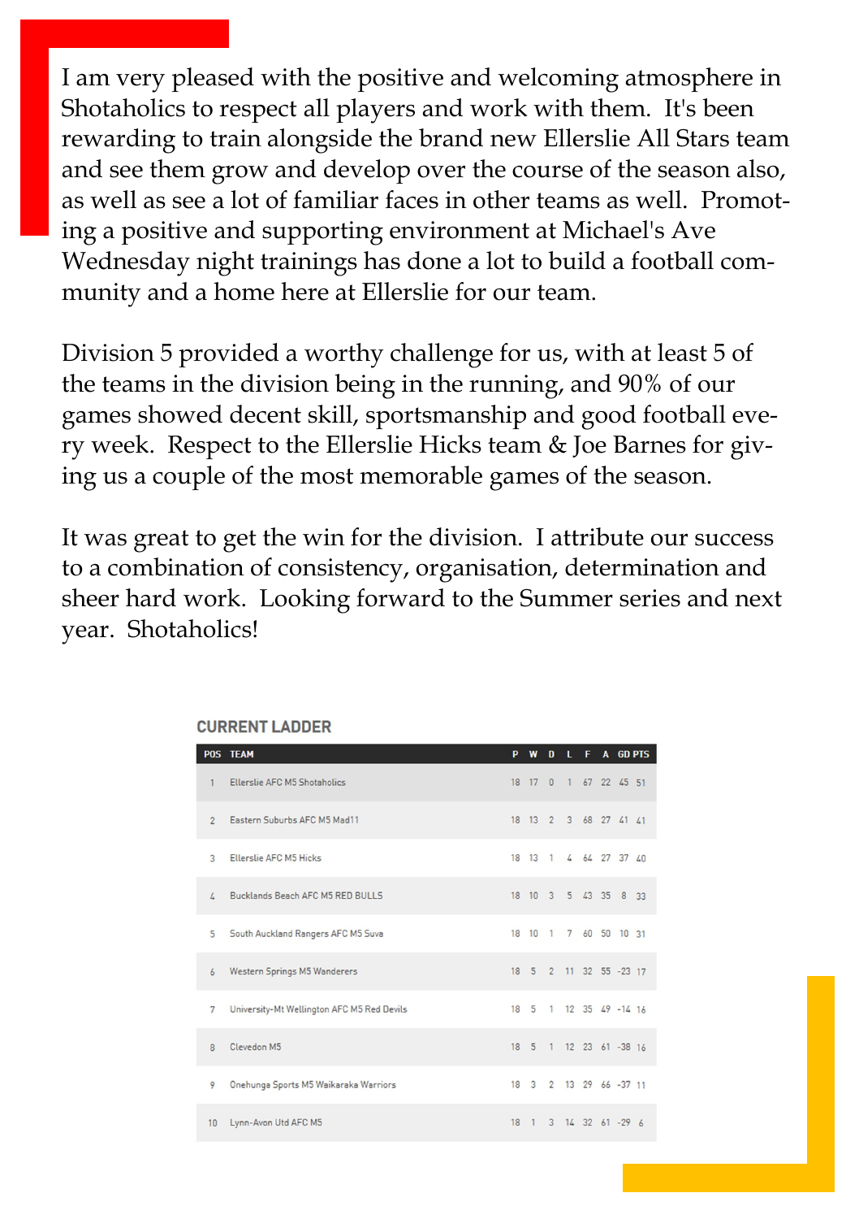I am very pleased with the positive and welcoming atmosphere in Shotaholics to respect all players and work with them. It's been rewarding to train alongside the brand new Ellerslie All Stars team and see them grow and develop over the course of the season also, as well as see a lot of familiar faces in other teams as well. Promoting a positive and supporting environment at Michael's Ave Wednesday night trainings has done a lot to build a football community and a home here at Ellerslie for our team.

Division 5 provided a worthy challenge for us, with at least 5 of the teams in the division being in the running, and 90% of our games showed decent skill, sportsmanship and good football every week. Respect to the Ellerslie Hicks team & Joe Barnes for giving us a couple of the most memorable games of the season.

It was great to get the win for the division. I attribute our success to a combination of consistency, organisation, determination and sheer hard work. Looking forward to the Summer series and next year. Shotaholics!

## CURRENT LADDER

| POS | TEAM | P | W | D | L | F | A | GD | PTS |
|---|---|---|---|---|---|---|---|---|---|
| 1 | Ellerslie AFC M5 Shotaholics | 18 | 17 | 0 | 1 | 67 | 22 | 45 | 51 |
| 2 | Eastern Suburbs AFC M5 Mad11 | 18 | 13 | 2 | 3 | 68 | 27 | 41 | 41 |
| 3 | Ellerslie AFC M5 Hicks | 18 | 13 | 1 | 4 | 64 | 27 | 37 | 40 |
| 4 | Bucklands Beach AFC M5 RED BULLS | 18 | 10 | 3 | 5 | 43 | 35 | 8 | 33 |
| 5 | South Auckland Rangers AFC M5 Suva | 18 | 10 | 1 | 7 | 60 | 50 | 10 | 31 |
| 6 | Western Springs M5 Wanderers | 18 | 5 | 2 | 11 | 32 | 55 | -23 | 17 |
| 7 | University-Mt Wellington AFC M5 Red Devils | 18 | 5 | 1 | 12 | 35 | 49 | -14 | 16 |
| 8 | Clevedon M5 | 18 | 5 | 1 | 12 | 23 | 61 | -38 | 16 |
| 9 | Onehunga Sports M5 Waikaraka Warriors | 18 | 3 | 2 | 13 | 29 | 66 | -37 | 11 |
| 10 | Lynn-Avon Utd AFC M5 | 18 | 1 | 3 | 14 | 32 | 61 | -29 | 6 |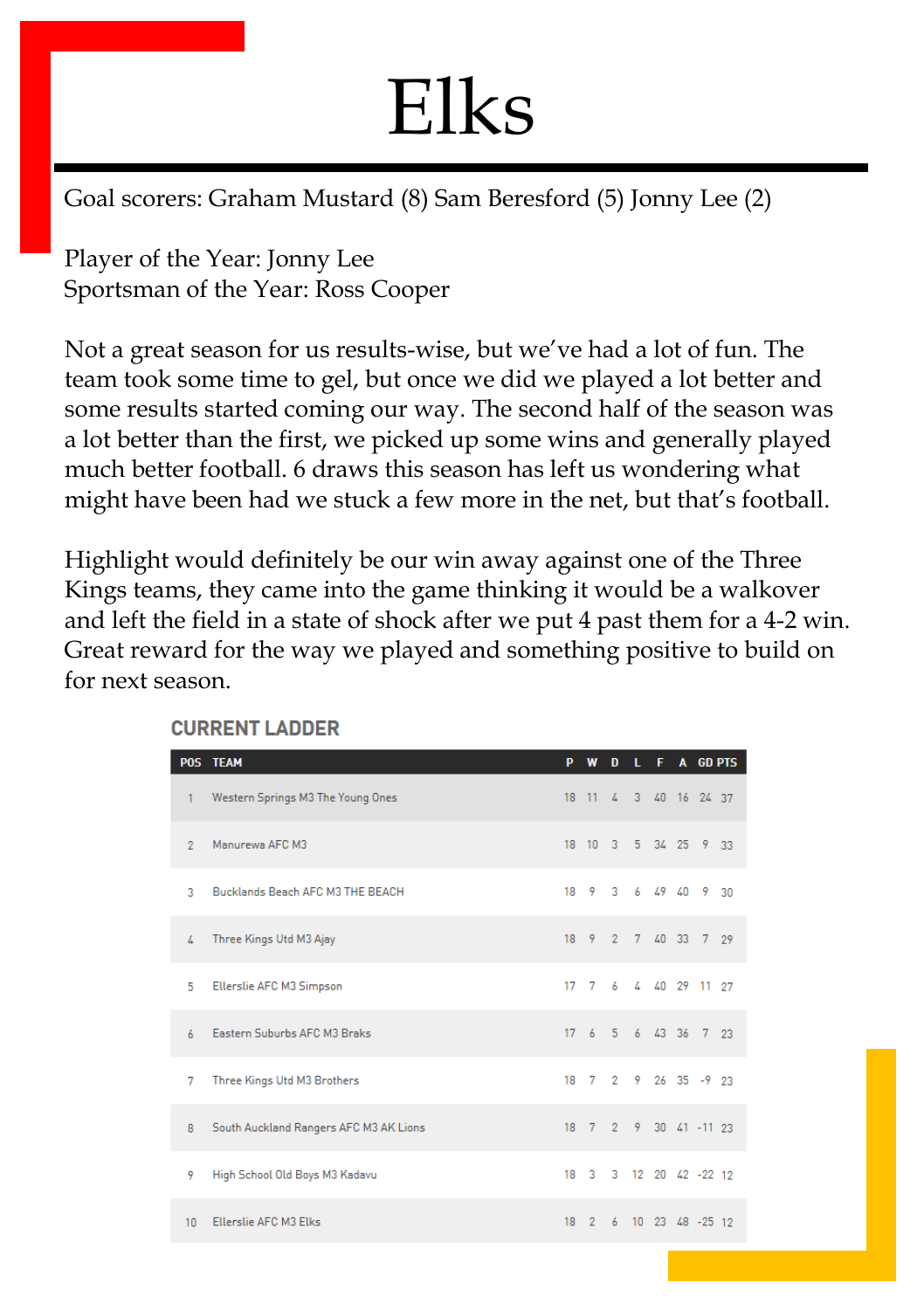# Elks

Goal scorers: Graham Mustard (8) Sam Beresford (5) Jonny Lee (2)

Player of the Year: Jonny Lee
Sportsman of the Year: Ross Cooper

Not a great season for us results-wise, but we've had a lot of fun. The team took some time to gel, but once we did we played a lot better and some results started coming our way. The second half of the season was a lot better than the first, we picked up some wins and generally played much better football. 6 draws this season has left us wondering what might have been had we stuck a few more in the net, but that's football.

Highlight would definitely be our win away against one of the Three Kings teams, they came into the game thinking it would be a walkover and left the field in a state of shock after we put 4 past them for a 4-2 win. Great reward for the way we played and something positive to build on for next season.

## CURRENT LADDER

| POS | TEAM | P | W | D | L | F | A | GD | PTS |
|---|---|---|---|---|---|---|---|---|---|
| 1 | Western Springs M3 The Young Ones | 18 | 11 | 4 | 3 | 40 | 16 | 24 | 37 |
| 2 | Manurewa AFC M3 | 18 | 10 | 3 | 5 | 34 | 25 | 9 | 33 |
| 3 | Bucklands Beach AFC M3 THE BEACH | 18 | 9 | 3 | 6 | 49 | 40 | 9 | 30 |
| 4 | Three Kings Utd M3 Ajay | 18 | 9 | 2 | 7 | 40 | 33 | 7 | 29 |
| 5 | Ellerslie AFC M3 Simpson | 17 | 7 | 6 | 4 | 40 | 29 | 11 | 27 |
| 6 | Eastern Suburbs AFC M3 Braks | 17 | 6 | 5 | 6 | 43 | 36 | 7 | 23 |
| 7 | Three Kings Utd M3 Brothers | 18 | 7 | 2 | 9 | 26 | 35 | -9 | 23 |
| 8 | South Auckland Rangers AFC M3 AK Lions | 18 | 7 | 2 | 9 | 30 | 41 | -11 | 23 |
| 9 | High School Old Boys M3 Kadavu | 18 | 3 | 3 | 12 | 20 | 42 | -22 | 12 |
| 10 | Ellerslie AFC M3 Elks | 18 | 2 | 6 | 10 | 23 | 48 | -25 | 12 |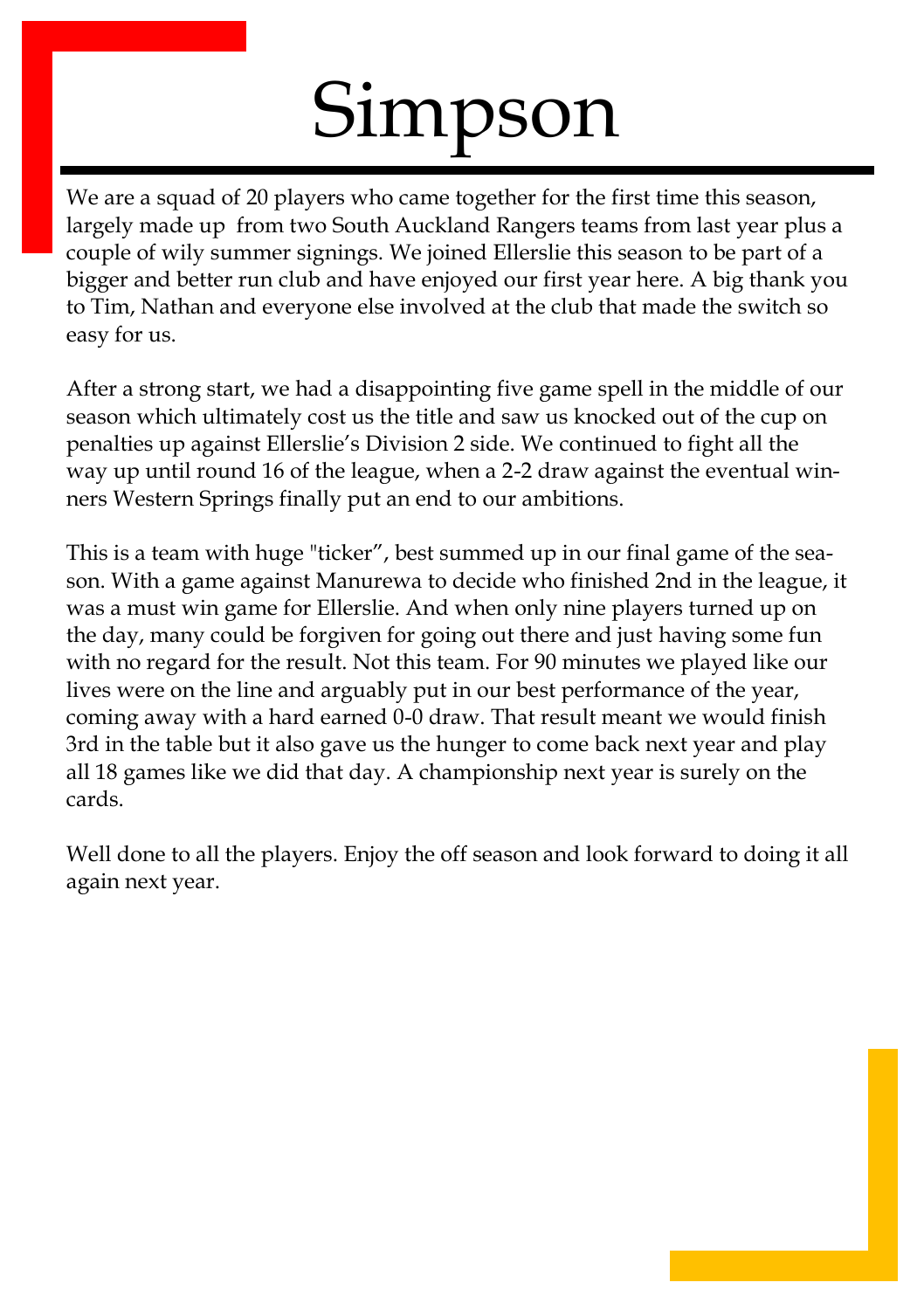# Simpson

We are a squad of 20 players who came together for the first time this season, largely made up  from two South Auckland Rangers teams from last year plus a couple of wily summer signings. We joined Ellerslie this season to be part of a bigger and better run club and have enjoyed our first year here. A big thank you to Tim, Nathan and everyone else involved at the club that made the switch so easy for us.

After a strong start, we had a disappointing five game spell in the middle of our season which ultimately cost us the title and saw us knocked out of the cup on penalties up against Ellerslie's Division 2 side. We continued to fight all the way up until round 16 of the league, when a 2-2 draw against the eventual winners Western Springs finally put an end to our ambitions.

This is a team with huge "ticker", best summed up in our final game of the season. With a game against Manurewa to decide who finished 2nd in the league, it was a must win game for Ellerslie. And when only nine players turned up on the day, many could be forgiven for going out there and just having some fun with no regard for the result. Not this team. For 90 minutes we played like our lives were on the line and arguably put in our best performance of the year, coming away with a hard earned 0-0 draw. That result meant we would finish 3rd in the table but it also gave us the hunger to come back next year and play all 18 games like we did that day. A championship next year is surely on the cards.

Well done to all the players. Enjoy the off season and look forward to doing it all again next year.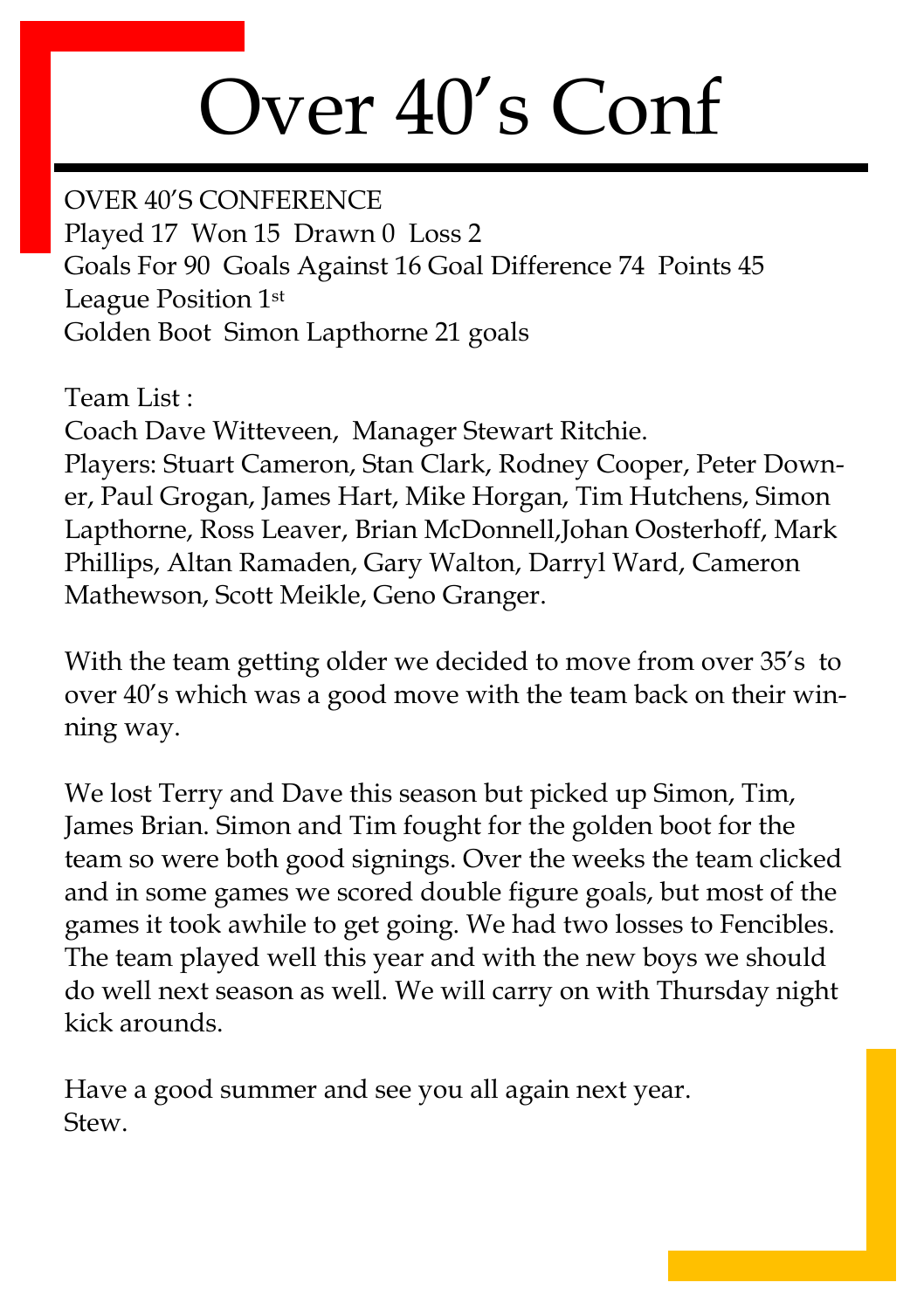# Over 40's Conf

OVER 40'S CONFERENCE
Played 17 Won 15 Drawn 0 Loss 2
Goals For 90 Goals Against 16 Goal Difference 74 Points 45
League Position 1st
Golden Boot Simon Lapthorne 21 goals

Team List :
Coach Dave Witteveen, Manager Stewart Ritchie.
Players: Stuart Cameron, Stan Clark, Rodney Cooper, Peter Downer, Paul Grogan, James Hart, Mike Horgan, Tim Hutchens, Simon Lapthorne, Ross Leaver, Brian McDonnell,Johan Oosterhoff, Mark Phillips, Altan Ramaden, Gary Walton, Darryl Ward, Cameron Mathewson, Scott Meikle, Geno Granger.

With the team getting older we decided to move from over 35's to over 40's which was a good move with the team back on their winning way.

We lost Terry and Dave this season but picked up Simon, Tim, James Brian. Simon and Tim fought for the golden boot for the team so were both good signings. Over the weeks the team clicked and in some games we scored double figure goals, but most of the games it took awhile to get going. We had two losses to Fencibles. The team played well this year and with the new boys we should do well next season as well. We will carry on with Thursday night kick arounds.

Have a good summer and see you all again next year.
Stew.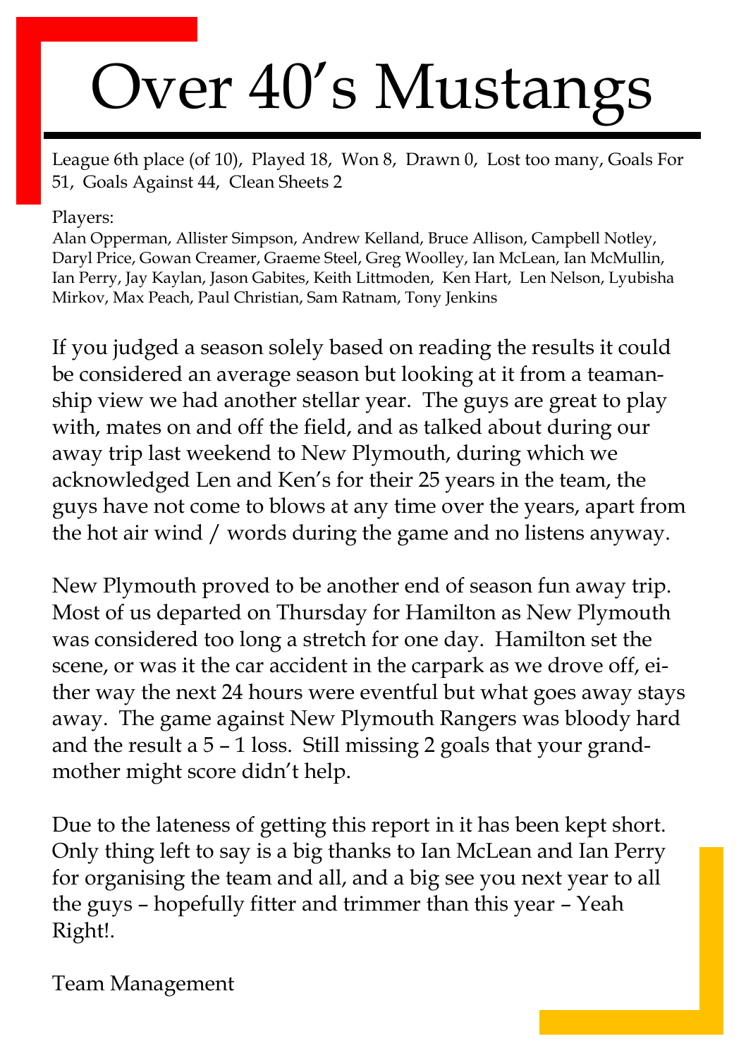# Over 40's Mustangs

League 6th place (of 10), Played 18, Won 8, Drawn 0, Lost too many, Goals For 51, Goals Against 44, Clean Sheets 2

Players:
Alan Opperman, Allister Simpson, Andrew Kelland, Bruce Allison, Campbell Notley, Daryl Price, Gowan Creamer, Graeme Steel, Greg Woolley, Ian McLean, Ian McMullin, Ian Perry, Jay Kaylan, Jason Gabites, Keith Littmoden, Ken Hart, Len Nelson, Lyubisha Mirkov, Max Peach, Paul Christian, Sam Ratnam, Tony Jenkins

If you judged a season solely based on reading the results it could be considered an average season but looking at it from a teamanship view we had another stellar year. The guys are great to play with, mates on and off the field, and as talked about during our away trip last weekend to New Plymouth, during which we acknowledged Len and Ken's for their 25 years in the team, the guys have not come to blows at any time over the years, apart from the hot air wind / words during the game and no listens anyway.

New Plymouth proved to be another end of season fun away trip. Most of us departed on Thursday for Hamilton as New Plymouth was considered too long a stretch for one day. Hamilton set the scene, or was it the car accident in the carpark as we drove off, either way the next 24 hours were eventful but what goes away stays away. The game against New Plymouth Rangers was bloody hard and the result a 5 – 1 loss. Still missing 2 goals that your grandmother might score didn't help.

Due to the lateness of getting this report in it has been kept short. Only thing left to say is a big thanks to Ian McLean and Ian Perry for organising the team and all, and a big see you next year to all the guys – hopefully fitter and trimmer than this year – Yeah Right!.

Team Management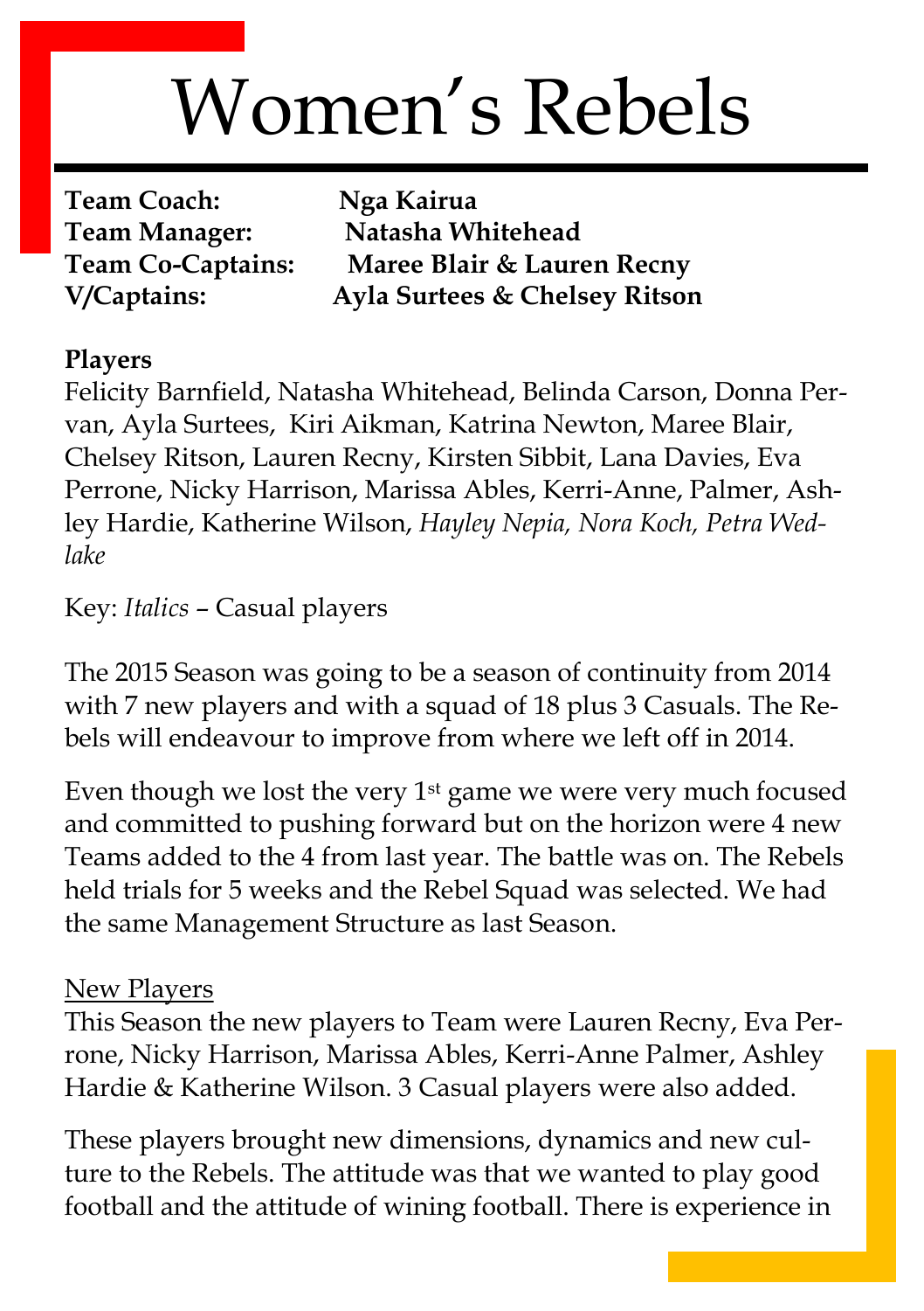# Women's Rebels

**Team Coach:** Nga Kairua
**Team Manager:** Natasha Whitehead
**Team Co-Captains:** Maree Blair & Lauren Recny
**V/Captains:** Ayla Surtees & Chelsey Ritson

**Players**

Felicity Barnfield, Natasha Whitehead, Belinda Carson, Donna Pervan, Ayla Surtees, Kiri Aikman, Katrina Newton, Maree Blair, Chelsey Ritson, Lauren Recny, Kirsten Sibbit, Lana Davies, Eva Perrone, Nicky Harrison, Marissa Ables, Kerri-Anne, Palmer, Ashley Hardie, Katherine Wilson, *Hayley Nepia, Nora Koch, Petra Wedlake*

Key: *Italics* – Casual players

The 2015 Season was going to be a season of continuity from 2014 with 7 new players and with a squad of 18 plus 3 Casuals. The Rebels will endeavour to improve from where we left off in 2014.

Even though we lost the very 1st game we were very much focused and committed to pushing forward but on the horizon were 4 new Teams added to the 4 from last year. The battle was on. The Rebels held trials for 5 weeks and the Rebel Squad was selected. We had the same Management Structure as last Season.

<u>New Players</u>

This Season the new players to Team were Lauren Recny, Eva Perrone, Nicky Harrison, Marissa Ables, Kerri-Anne Palmer, Ashley Hardie & Katherine Wilson. 3 Casual players were also added.

These players brought new dimensions, dynamics and new culture to the Rebels. The attitude was that we wanted to play good football and the attitude of wining football. There is experience in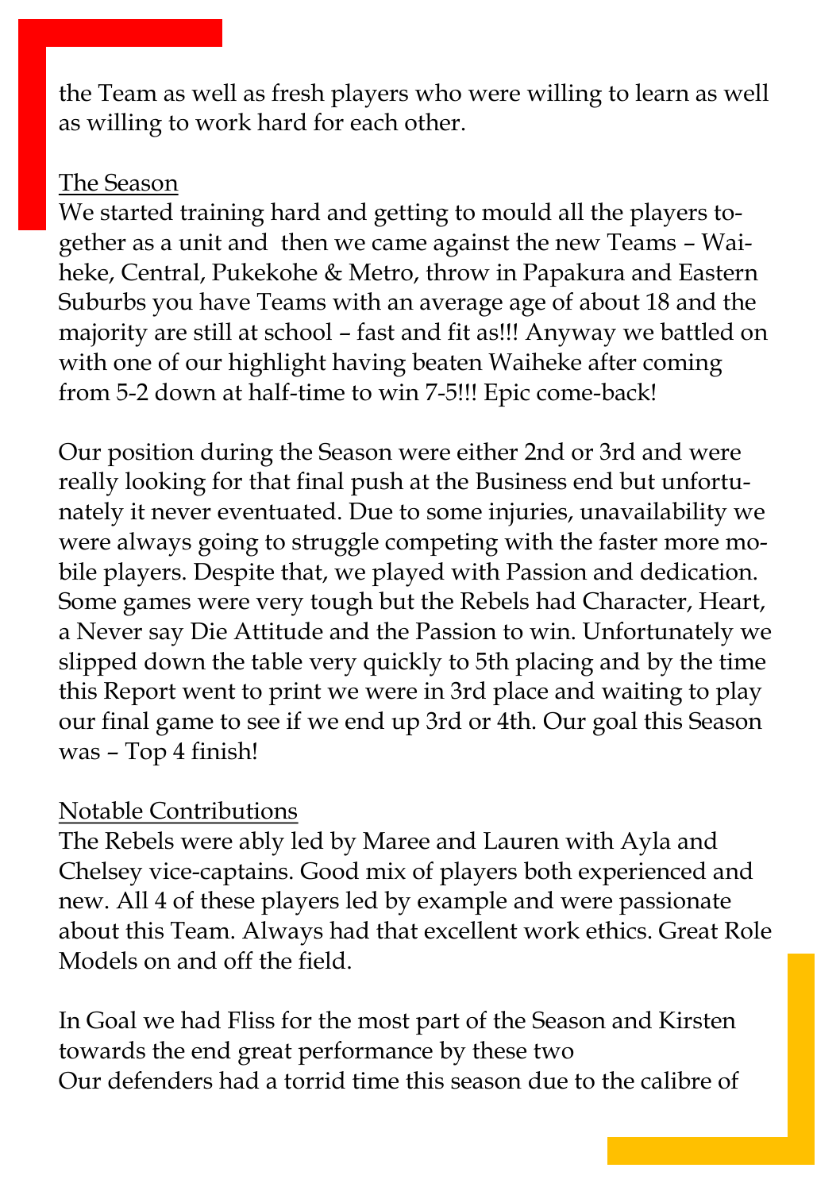the Team as well as fresh players who were willing to learn as well as willing to work hard for each other.

<u>The Season</u>

We started training hard and getting to mould all the players together as a unit and then we came against the new Teams – Waiheke, Central, Pukekohe & Metro, throw in Papakura and Eastern Suburbs you have Teams with an average age of about 18 and the majority are still at school – fast and fit as!!! Anyway we battled on with one of our highlight having beaten Waiheke after coming from 5-2 down at half-time to win 7-5!!! Epic come-back!

Our position during the Season were either 2nd or 3rd and were really looking for that final push at the Business end but unfortunately it never eventuated. Due to some injuries, unavailability we were always going to struggle competing with the faster more mobile players. Despite that, we played with Passion and dedication. Some games were very tough but the Rebels had Character, Heart, a Never say Die Attitude and the Passion to win. Unfortunately we slipped down the table very quickly to 5th placing and by the time this Report went to print we were in 3rd place and waiting to play our final game to see if we end up 3rd or 4th. Our goal this Season was – Top 4 finish!

<u>Notable Contributions</u>

The Rebels were ably led by Maree and Lauren with Ayla and Chelsey vice-captains. Good mix of players both experienced and new. All 4 of these players led by example and were passionate about this Team. Always had that excellent work ethics. Great Role Models on and off the field.

In Goal we had Fliss for the most part of the Season and Kirsten towards the end great performance by these two
Our defenders had a torrid time this season due to the calibre of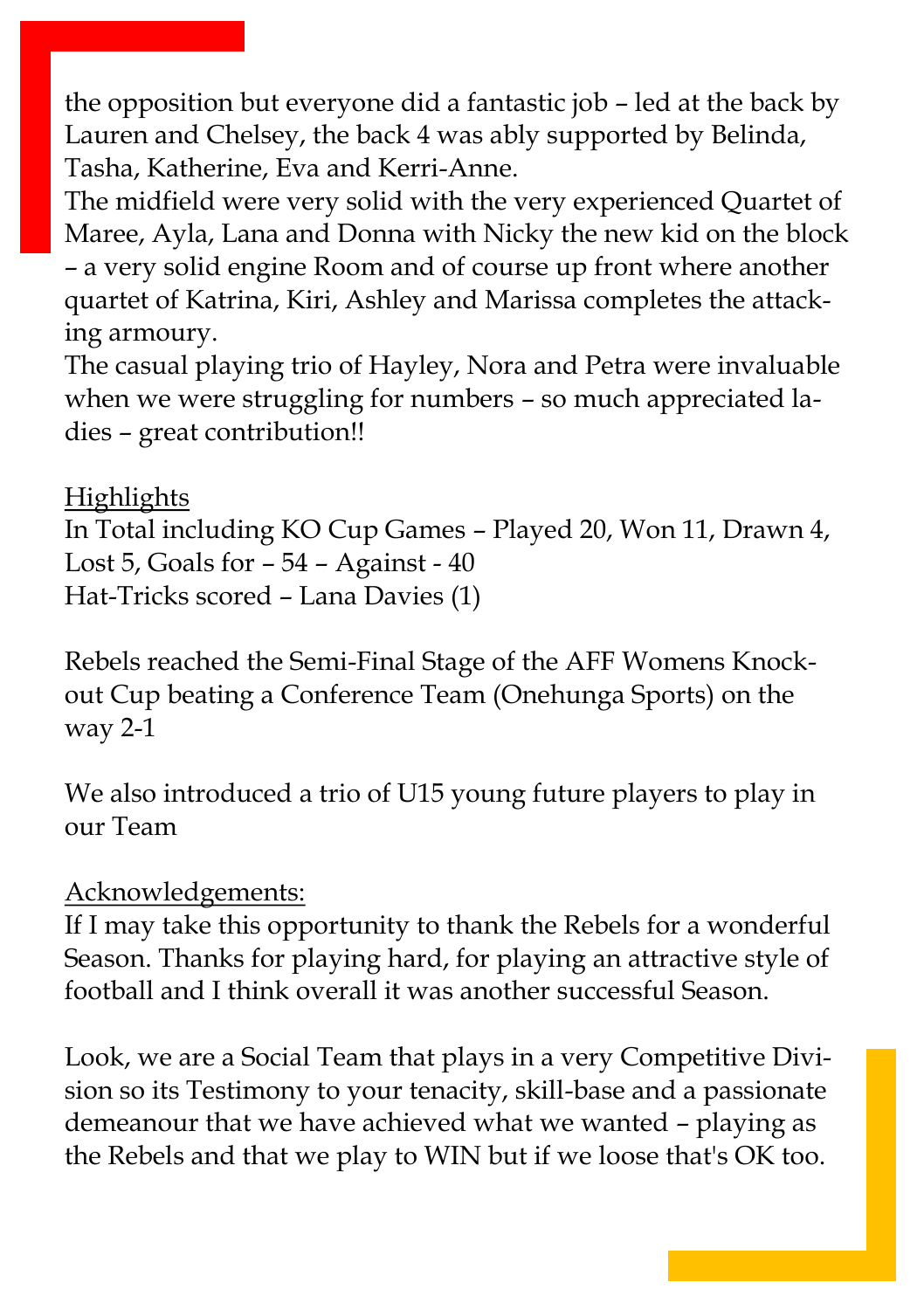the opposition but everyone did a fantastic job – led at the back by Lauren and Chelsey, the back 4 was ably supported by Belinda, Tasha, Katherine, Eva and Kerri-Anne.
The midfield were very solid with the very experienced Quartet of Maree, Ayla, Lana and Donna with Nicky the new kid on the block – a very solid engine Room and of course up front where another quartet of Katrina, Kiri, Ashley and Marissa completes the attacking armoury.
The casual playing trio of Hayley, Nora and Petra were invaluable when we were struggling for numbers – so much appreciated ladies – great contribution!!

Highlights
In Total including KO Cup Games – Played 20, Won 11, Drawn 4, Lost 5, Goals for – 54 – Against - 40
Hat-Tricks scored – Lana Davies (1)

Rebels reached the Semi-Final Stage of the AFF Womens Knockout Cup beating a Conference Team (Onehunga Sports) on the way 2-1

We also introduced a trio of U15 young future players to play in our Team

Acknowledgements:
If I may take this opportunity to thank the Rebels for a wonderful Season. Thanks for playing hard, for playing an attractive style of football and I think overall it was another successful Season.

Look, we are a Social Team that plays in a very Competitive Division so its Testimony to your tenacity, skill-base and a passionate demeanour that we have achieved what we wanted – playing as the Rebels and that we play to WIN but if we loose that's OK too.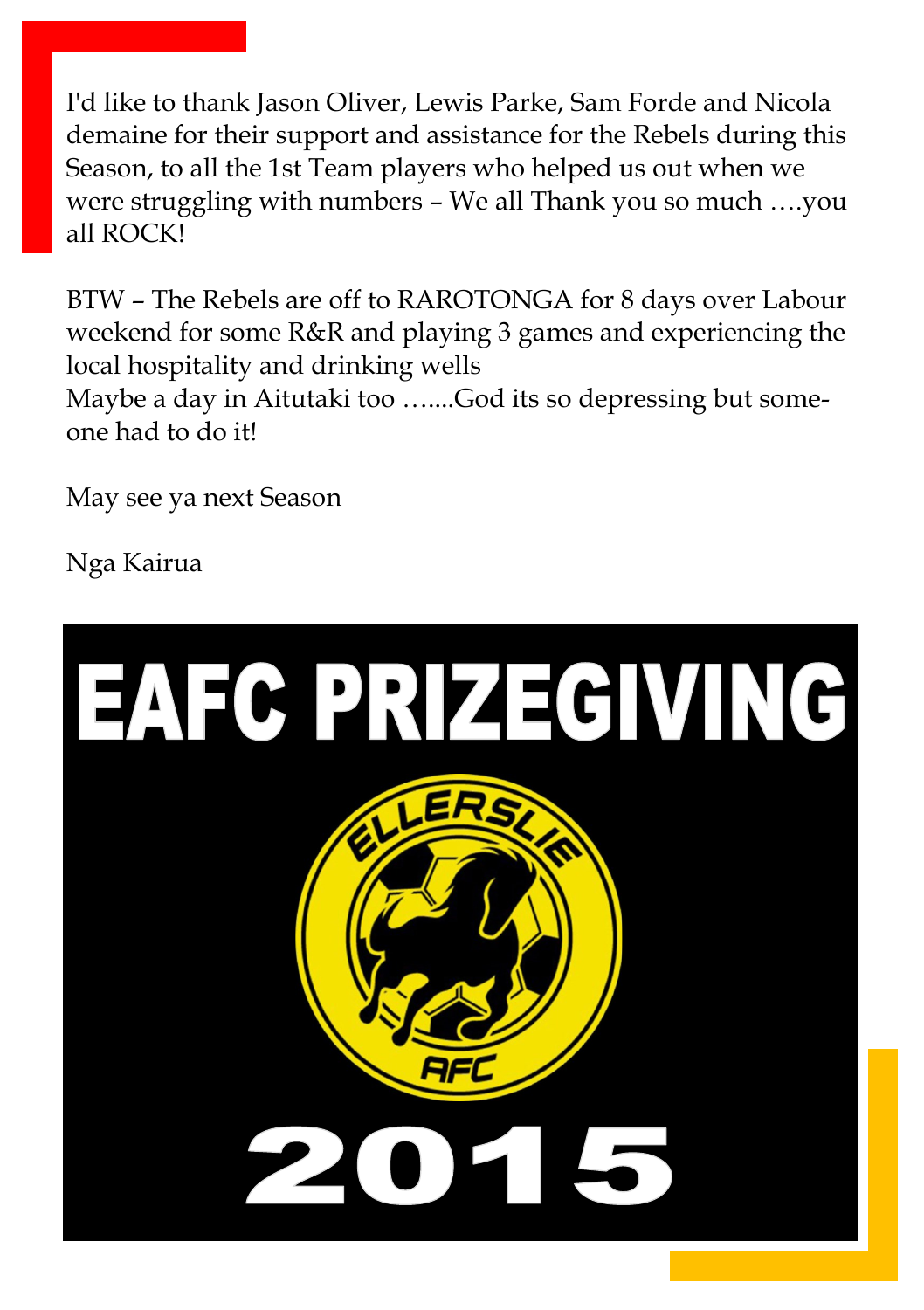I'd like to thank Jason Oliver, Lewis Parke, Sam Forde and Nicola demaine for their support and assistance for the Rebels during this Season, to all the 1st Team players who helped us out when we were struggling with numbers – We all Thank you so much ….you all ROCK!

BTW – The Rebels are off to RAROTONGA for 8 days over Labour weekend for some R&R and playing 3 games and experiencing the local hospitality and drinking wells
Maybe a day in Aitutaki too …....God its so depressing but some-one had to do it!

May see ya next Season

Nga Kairua

# EAFC PRIZEGIVING

ELLERSLIE AFC

2015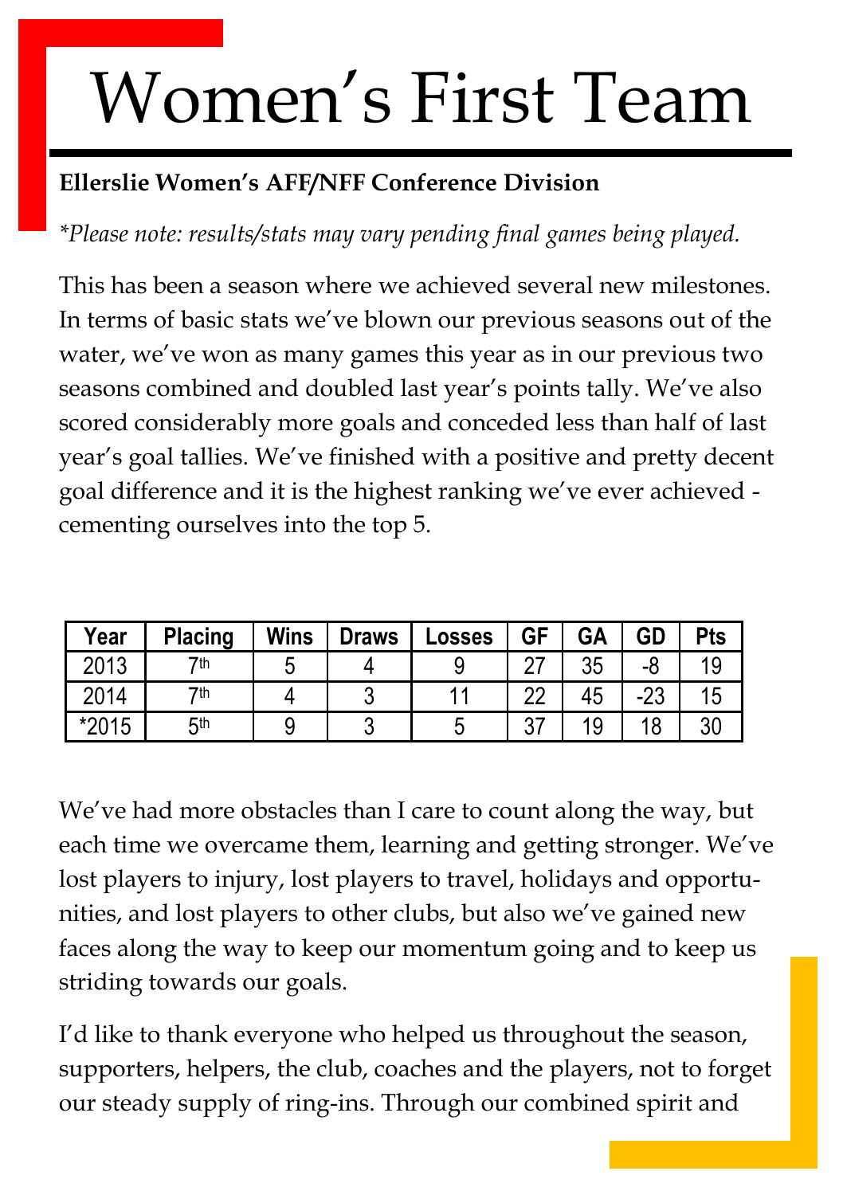# Women's First Team

**Ellerslie Women's AFF/NFF Conference Division**

*\*Please note: results/stats may vary pending final games being played.*

This has been a season where we achieved several new milestones. In terms of basic stats we've blown our previous seasons out of the water, we've won as many games this year as in our previous two seasons combined and doubled last year's points tally. We've also scored considerably more goals and conceded less than half of last year's goal tallies. We've finished with a positive and pretty decent goal difference and it is the highest ranking we've ever achieved - cementing ourselves into the top 5.

| Year | Placing | Wins | Draws | Losses | GF | GA | GD | Pts |
|---|---|---|---|---|---|---|---|---|
| 2013 | 7th | 5 | 4 | 9 | 27 | 35 | -8 | 19 |
| 2014 | 7th | 4 | 3 | 11 | 22 | 45 | -23 | 15 |
| *2015 | 5th | 9 | 3 | 5 | 37 | 19 | 18 | 30 |

We've had more obstacles than I care to count along the way, but each time we overcame them, learning and getting stronger. We've lost players to injury, lost players to travel, holidays and opportunities, and lost players to other clubs, but also we've gained new faces along the way to keep our momentum going and to keep us striding towards our goals.

I'd like to thank everyone who helped us throughout the season, supporters, helpers, the club, coaches and the players, not to forget our steady supply of ring-ins. Through our combined spirit and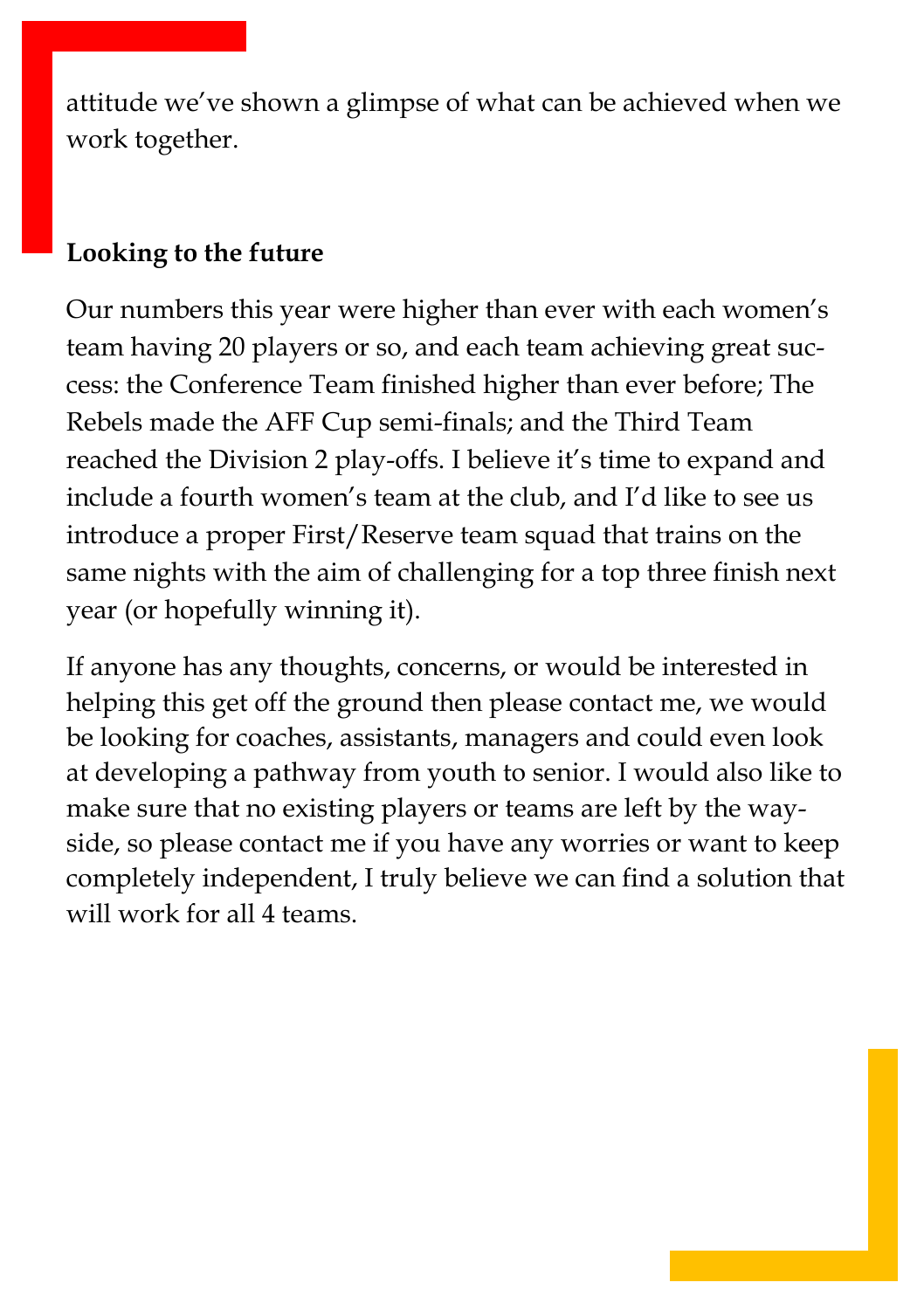attitude we've shown a glimpse of what can be achieved when we work together.

**Looking to the future**

Our numbers this year were higher than ever with each women's team having 20 players or so, and each team achieving great success: the Conference Team finished higher than ever before; The Rebels made the AFF Cup semi-finals; and the Third Team reached the Division 2 play-offs. I believe it's time to expand and include a fourth women's team at the club, and I'd like to see us introduce a proper First/Reserve team squad that trains on the same nights with the aim of challenging for a top three finish next year (or hopefully winning it).

If anyone has any thoughts, concerns, or would be interested in helping this get off the ground then please contact me, we would be looking for coaches, assistants, managers and could even look at developing a pathway from youth to senior. I would also like to make sure that no existing players or teams are left by the wayside, so please contact me if you have any worries or want to keep completely independent, I truly believe we can find a solution that will work for all 4 teams.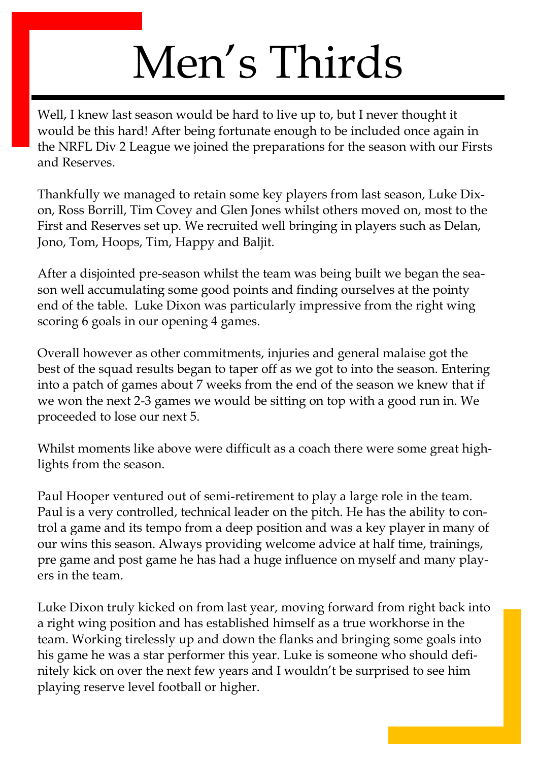# Men's Thirds

Well, I knew last season would be hard to live up to, but I never thought it would be this hard! After being fortunate enough to be included once again in the NRFL Div 2 League we joined the preparations for the season with our Firsts and Reserves.

Thankfully we managed to retain some key players from last season, Luke Dixon, Ross Borrill, Tim Covey and Glen Jones whilst others moved on, most to the First and Reserves set up. We recruited well bringing in players such as Delan, Jono, Tom, Hoops, Tim, Happy and Baljit.

After a disjointed pre-season whilst the team was being built we began the season well accumulating some good points and finding ourselves at the pointy end of the table.  Luke Dixon was particularly impressive from the right wing scoring 6 goals in our opening 4 games.

Overall however as other commitments, injuries and general malaise got the best of the squad results began to taper off as we got to into the season. Entering into a patch of games about 7 weeks from the end of the season we knew that if we won the next 2-3 games we would be sitting on top with a good run in. We proceeded to lose our next 5.

Whilst moments like above were difficult as a coach there were some great highlights from the season.

Paul Hooper ventured out of semi-retirement to play a large role in the team. Paul is a very controlled, technical leader on the pitch. He has the ability to control a game and its tempo from a deep position and was a key player in many of our wins this season. Always providing welcome advice at half time, trainings, pre game and post game he has had a huge influence on myself and many players in the team.

Luke Dixon truly kicked on from last year, moving forward from right back into a right wing position and has established himself as a true workhorse in the team. Working tirelessly up and down the flanks and bringing some goals into his game he was a star performer this year. Luke is someone who should definitely kick on over the next few years and I wouldn't be surprised to see him playing reserve level football or higher.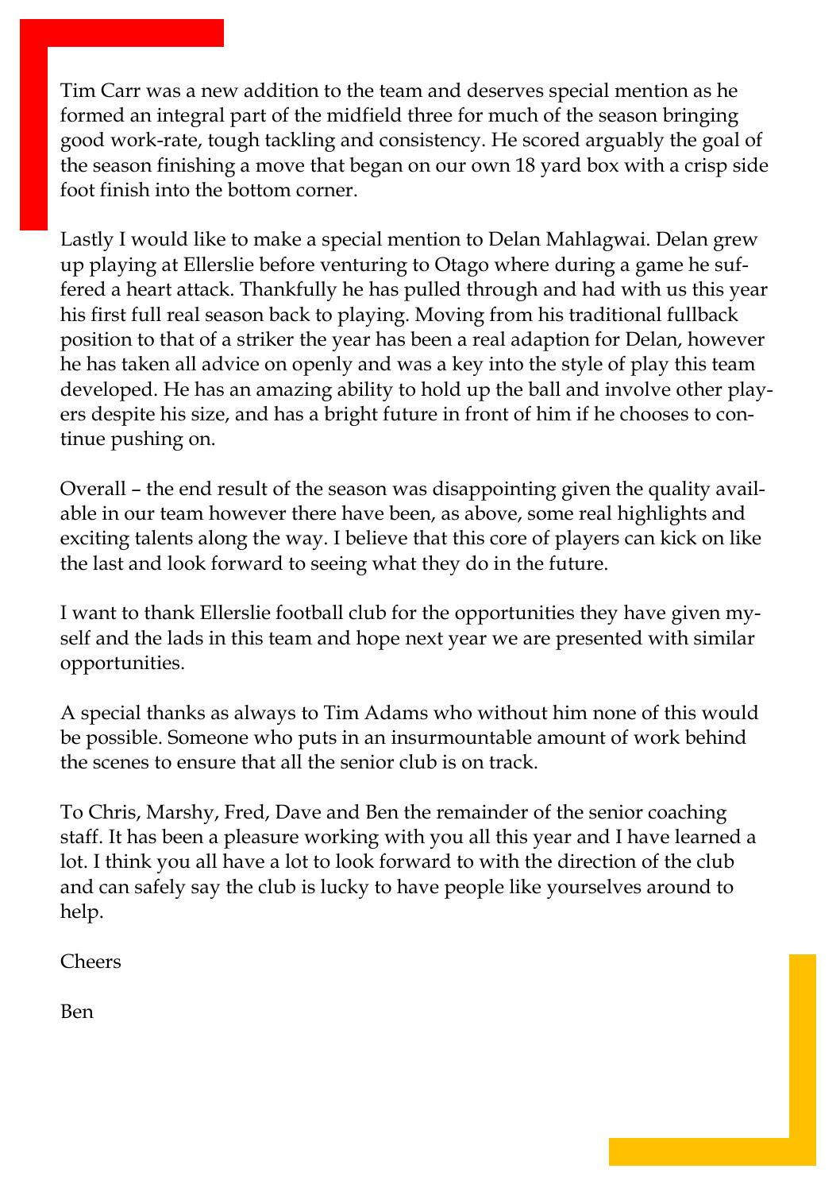Tim Carr was a new addition to the team and deserves special mention as he formed an integral part of the midfield three for much of the season bringing good work-rate, tough tackling and consistency. He scored arguably the goal of the season finishing a move that began on our own 18 yard box with a crisp side foot finish into the bottom corner.

Lastly I would like to make a special mention to Delan Mahlagwai. Delan grew up playing at Ellerslie before venturing to Otago where during a game he suffered a heart attack. Thankfully he has pulled through and had with us this year his first full real season back to playing. Moving from his traditional fullback position to that of a striker the year has been a real adaption for Delan, however he has taken all advice on openly and was a key into the style of play this team developed. He has an amazing ability to hold up the ball and involve other players despite his size, and has a bright future in front of him if he chooses to continue pushing on.

Overall – the end result of the season was disappointing given the quality available in our team however there have been, as above, some real highlights and exciting talents along the way. I believe that this core of players can kick on like the last and look forward to seeing what they do in the future.

I want to thank Ellerslie football club for the opportunities they have given myself and the lads in this team and hope next year we are presented with similar opportunities.

A special thanks as always to Tim Adams who without him none of this would be possible. Someone who puts in an insurmountable amount of work behind the scenes to ensure that all the senior club is on track.

To Chris, Marshy, Fred, Dave and Ben the remainder of the senior coaching staff. It has been a pleasure working with you all this year and I have learned a lot. I think you all have a lot to look forward to with the direction of the club and can safely say the club is lucky to have people like yourselves around to help.

Cheers

Ben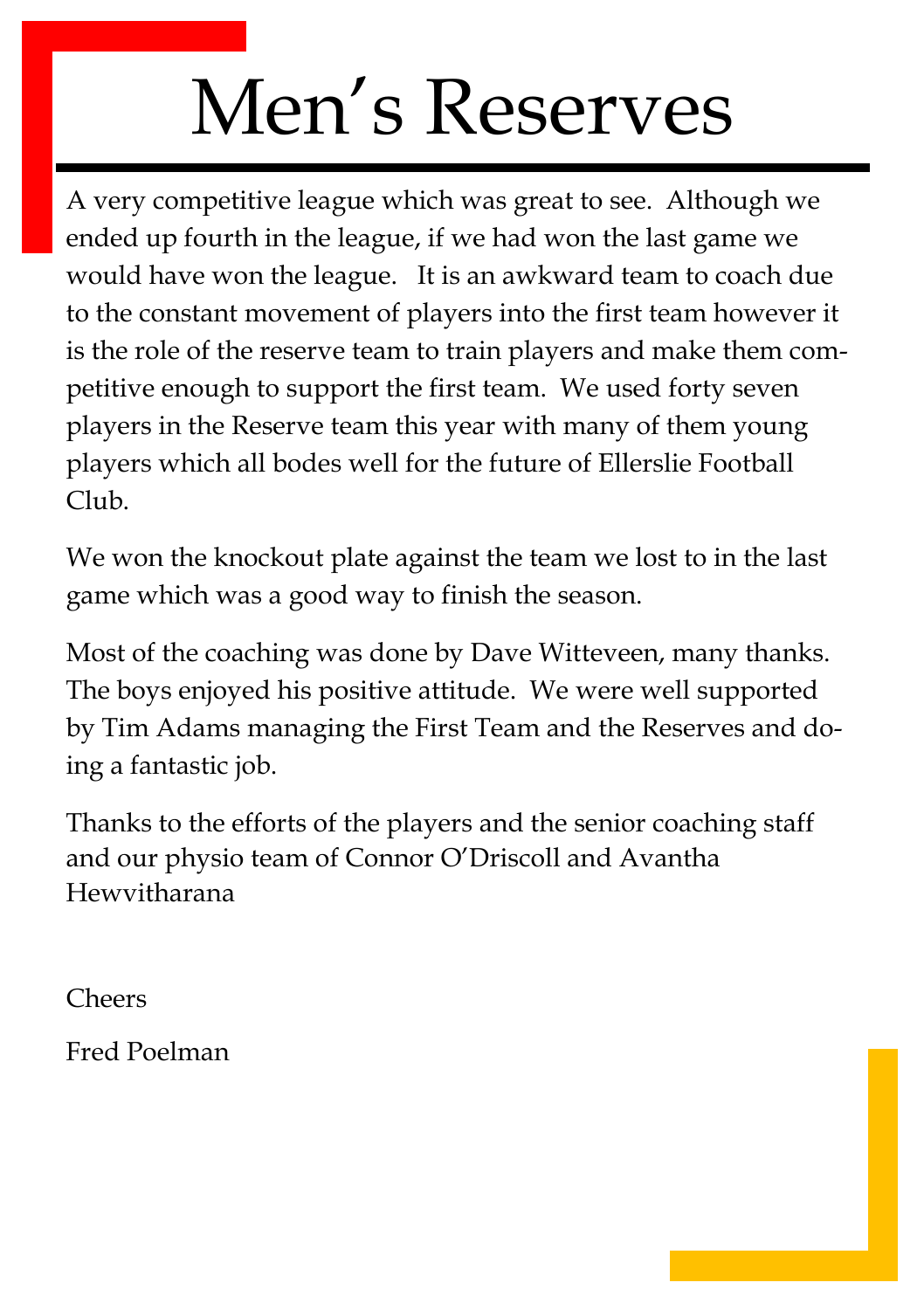# Men's Reserves

A very competitive league which was great to see. Although we ended up fourth in the league, if we had won the last game we would have won the league. It is an awkward team to coach due to the constant movement of players into the first team however it is the role of the reserve team to train players and make them competitive enough to support the first team. We used forty seven players in the Reserve team this year with many of them young players which all bodes well for the future of Ellerslie Football Club.

We won the knockout plate against the team we lost to in the last game which was a good way to finish the season.

Most of the coaching was done by Dave Witteveen, many thanks. The boys enjoyed his positive attitude. We were well supported by Tim Adams managing the First Team and the Reserves and doing a fantastic job.

Thanks to the efforts of the players and the senior coaching staff and our physio team of Connor O'Driscoll and Avantha Hewvitharana

Cheers

Fred Poelman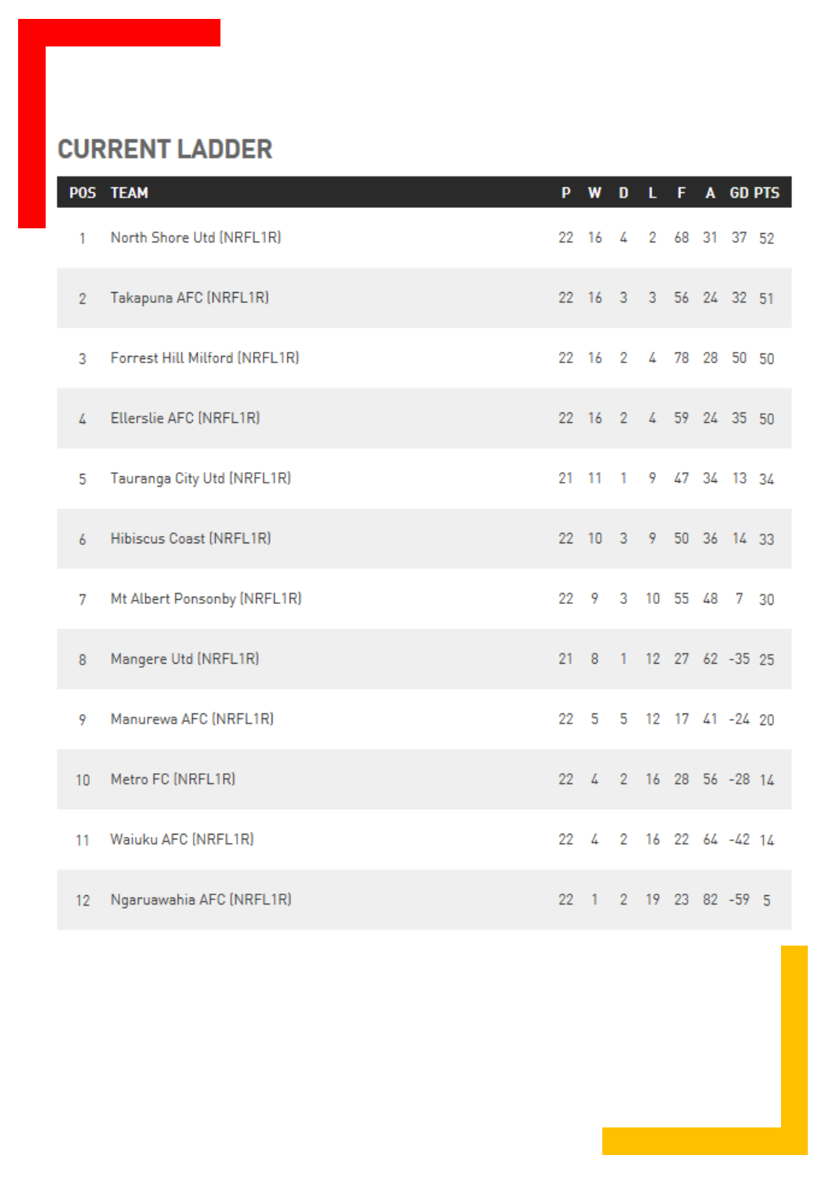## CURRENT LADDER

| POS | TEAM | P | W | D | L | F | A | GD | PTS |
|---|---|---|---|---|---|---|---|---|---|
| 1 | North Shore Utd (NRFL1R) | 22 | 16 | 4 | 2 | 68 | 31 | 37 | 52 |
| 2 | Takapuna AFC (NRFL1R) | 22 | 16 | 3 | 3 | 56 | 24 | 32 | 51 |
| 3 | Forrest Hill Milford (NRFL1R) | 22 | 16 | 2 | 4 | 78 | 28 | 50 | 50 |
| 4 | Ellerslie AFC (NRFL1R) | 22 | 16 | 2 | 4 | 59 | 24 | 35 | 50 |
| 5 | Tauranga City Utd (NRFL1R) | 21 | 11 | 1 | 9 | 47 | 34 | 13 | 34 |
| 6 | Hibiscus Coast (NRFL1R) | 22 | 10 | 3 | 9 | 50 | 36 | 14 | 33 |
| 7 | Mt Albert Ponsonby (NRFL1R) | 22 | 9 | 3 | 10 | 55 | 48 | 7 | 30 |
| 8 | Mangere Utd (NRFL1R) | 21 | 8 | 1 | 12 | 27 | 62 | -35 | 25 |
| 9 | Manurewa AFC (NRFL1R) | 22 | 5 | 5 | 12 | 17 | 41 | -24 | 20 |
| 10 | Metro FC (NRFL1R) | 22 | 4 | 2 | 16 | 28 | 56 | -28 | 14 |
| 11 | Waiuku AFC (NRFL1R) | 22 | 4 | 2 | 16 | 22 | 64 | -42 | 14 |
| 12 | Ngaruawahia AFC (NRFL1R) | 22 | 1 | 2 | 19 | 23 | 82 | -59 | 5 |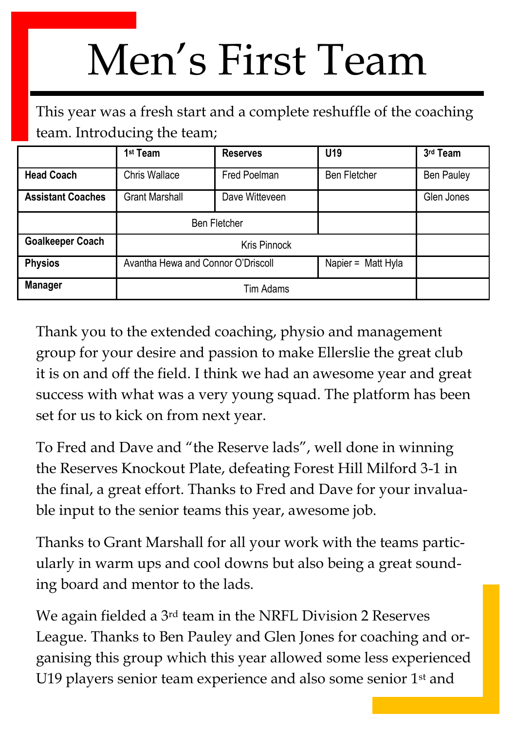# Men's First Team

This year was a fresh start and a complete reshuffle of the coaching team. Introducing the team;

| | 1st Team | Reserves | U19 | 3rd Team |
|---|---|---|---|---|
| **Head Coach** | Chris Wallace | Fred Poelman | Ben Fletcher | Ben Pauley |
| **Assistant Coaches** | Grant Marshall | Dave Witteveen | | Glen Jones |
| | Ben Fletcher | | | |
| **Goalkeeper Coach** | Kris Pinnock | | | |
| **Physios** | Avantha Hewa and Connor O'Driscoll | | Napier = Matt Hyla | |
| **Manager** | Tim Adams | | | |

Thank you to the extended coaching, physio and management group for your desire and passion to make Ellerslie the great club it is on and off the field. I think we had an awesome year and great success with what was a very young squad. The platform has been set for us to kick on from next year.

To Fred and Dave and "the Reserve lads", well done in winning the Reserves Knockout Plate, defeating Forest Hill Milford 3-1 in the final, a great effort. Thanks to Fred and Dave for your invaluable input to the senior teams this year, awesome job.

Thanks to Grant Marshall for all your work with the teams particularly in warm ups and cool downs but also being a great sounding board and mentor to the lads.

We again fielded a 3rd team in the NRFL Division 2 Reserves League. Thanks to Ben Pauley and Glen Jones for coaching and organising this group which this year allowed some less experienced U19 players senior team experience and also some senior 1st and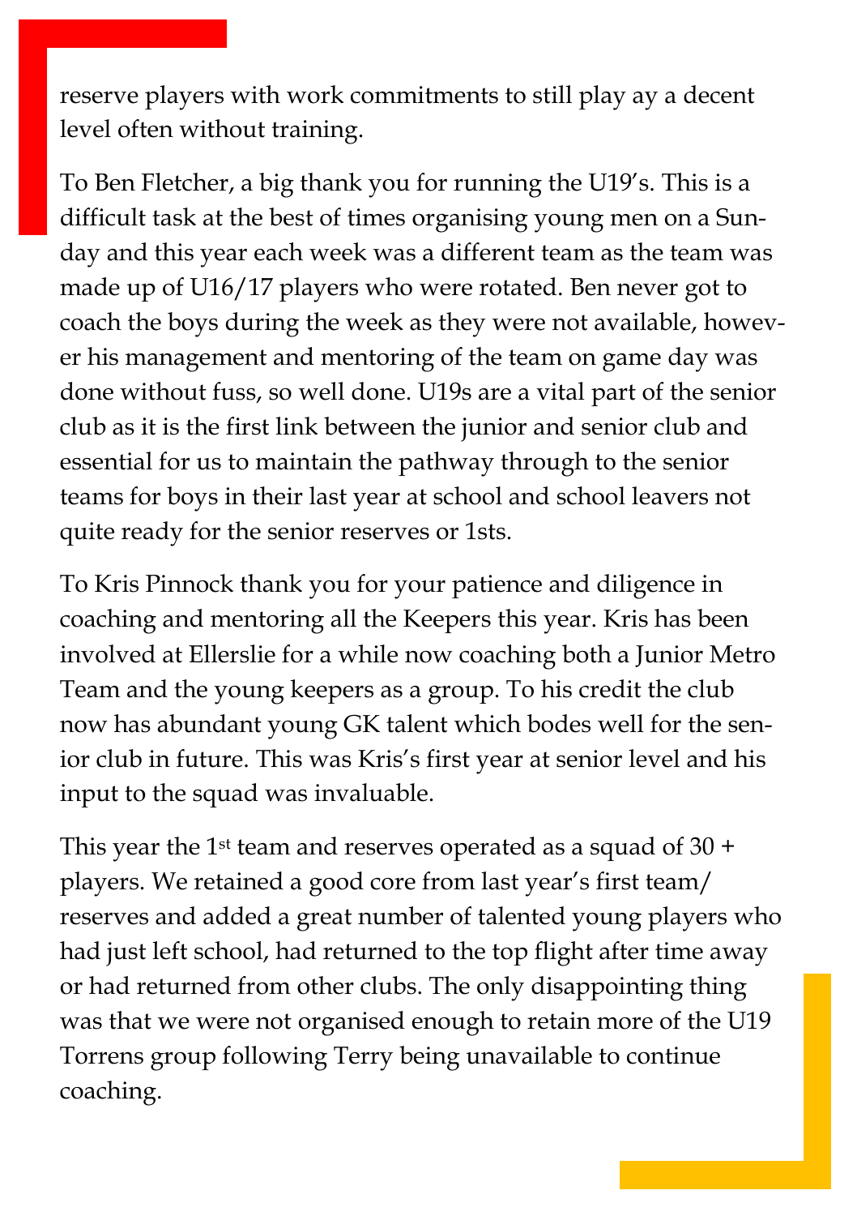reserve players with work commitments to still play ay a decent level often without training.

To Ben Fletcher, a big thank you for running the U19's. This is a difficult task at the best of times organising young men on a Sunday and this year each week was a different team as the team was made up of U16/17 players who were rotated. Ben never got to coach the boys during the week as they were not available, however his management and mentoring of the team on game day was done without fuss, so well done. U19s are a vital part of the senior club as it is the first link between the junior and senior club and essential for us to maintain the pathway through to the senior teams for boys in their last year at school and school leavers not quite ready for the senior reserves or 1sts.

To Kris Pinnock thank you for your patience and diligence in coaching and mentoring all the Keepers this year. Kris has been involved at Ellerslie for a while now coaching both a Junior Metro Team and the young keepers as a group. To his credit the club now has abundant young GK talent which bodes well for the senior club in future. This was Kris's first year at senior level and his input to the squad was invaluable.

This year the 1st team and reserves operated as a squad of 30 + players. We retained a good core from last year's first team/ reserves and added a great number of talented young players who had just left school, had returned to the top flight after time away or had returned from other clubs. The only disappointing thing was that we were not organised enough to retain more of the U19 Torrens group following Terry being unavailable to continue coaching.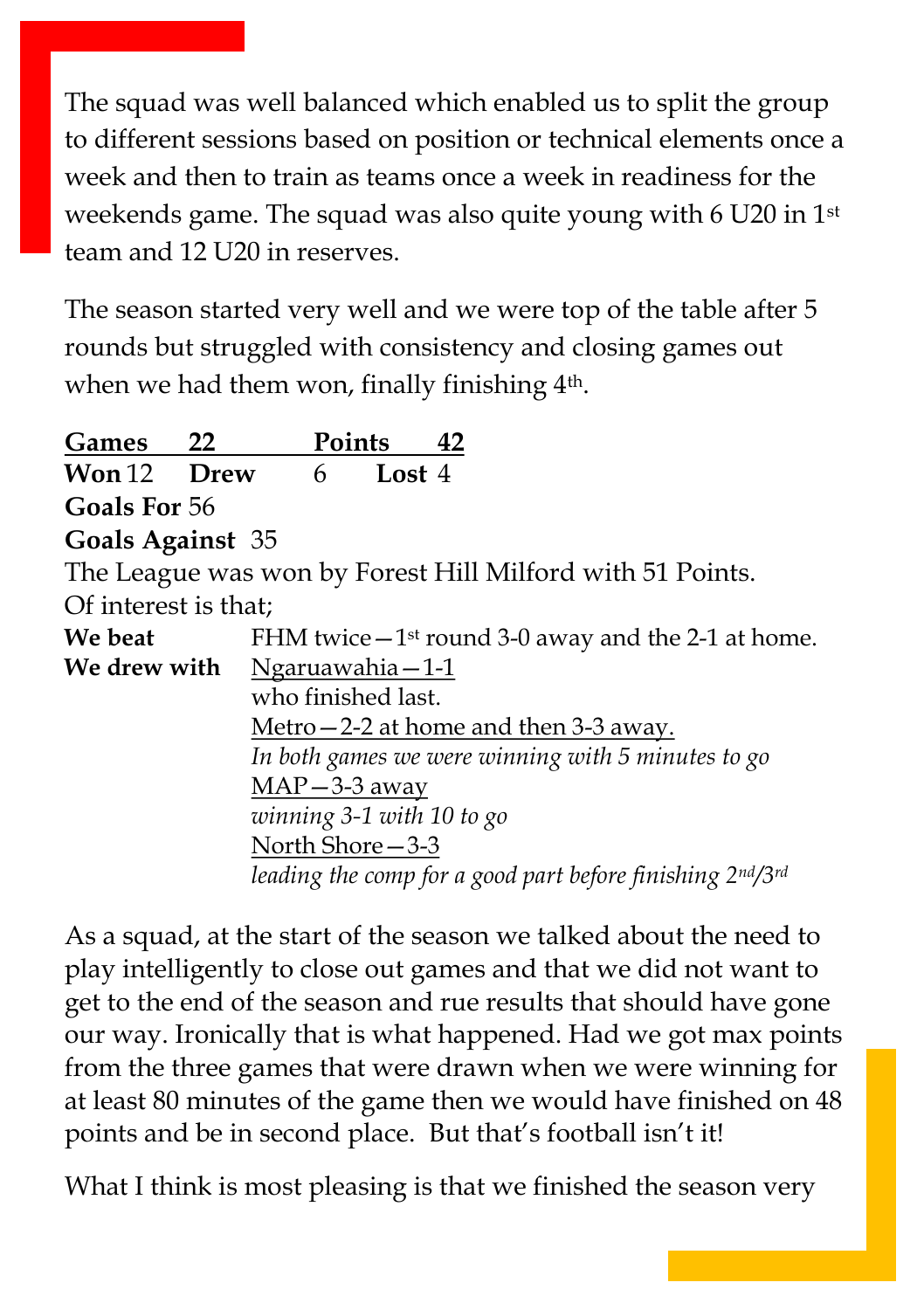The squad was well balanced which enabled us to split the group to different sessions based on position or technical elements once a week and then to train as teams once a week in readiness for the weekends game. The squad was also quite young with 6 U20 in 1st team and 12 U20 in reserves.

The season started very well and we were top of the table after 5 rounds but struggled with consistency and closing games out when we had them won, finally finishing 4th.

**Games** 22 **Points** 42
**Won** 12 **Drew** 6 **Lost** 4
**Goals For** 56
**Goals Against** 35

The League was won by Forest Hill Milford with 51 Points.
Of interest is that;

| | |
|---|---|
| **We beat** | FHM twice—1st round 3-0 away and the 2-1 at home. |
| **We drew with** | Ngaruawahia—1-1 |
| | who finished last. |
| | Metro—2-2 at home and then 3-3 away. |
| | *In both games we were winning with 5 minutes to go* |
| | MAP—3-3 away |
| | *winning 3-1 with 10 to go* |
| | North Shore—3-3 |
| | *leading the comp for a good part before finishing 2nd/3rd* |

As a squad, at the start of the season we talked about the need to play intelligently to close out games and that we did not want to get to the end of the season and rue results that should have gone our way. Ironically that is what happened. Had we got max points from the three games that were drawn when we were winning for at least 80 minutes of the game then we would have finished on 48 points and be in second place. But that's football isn't it!

What I think is most pleasing is that we finished the season very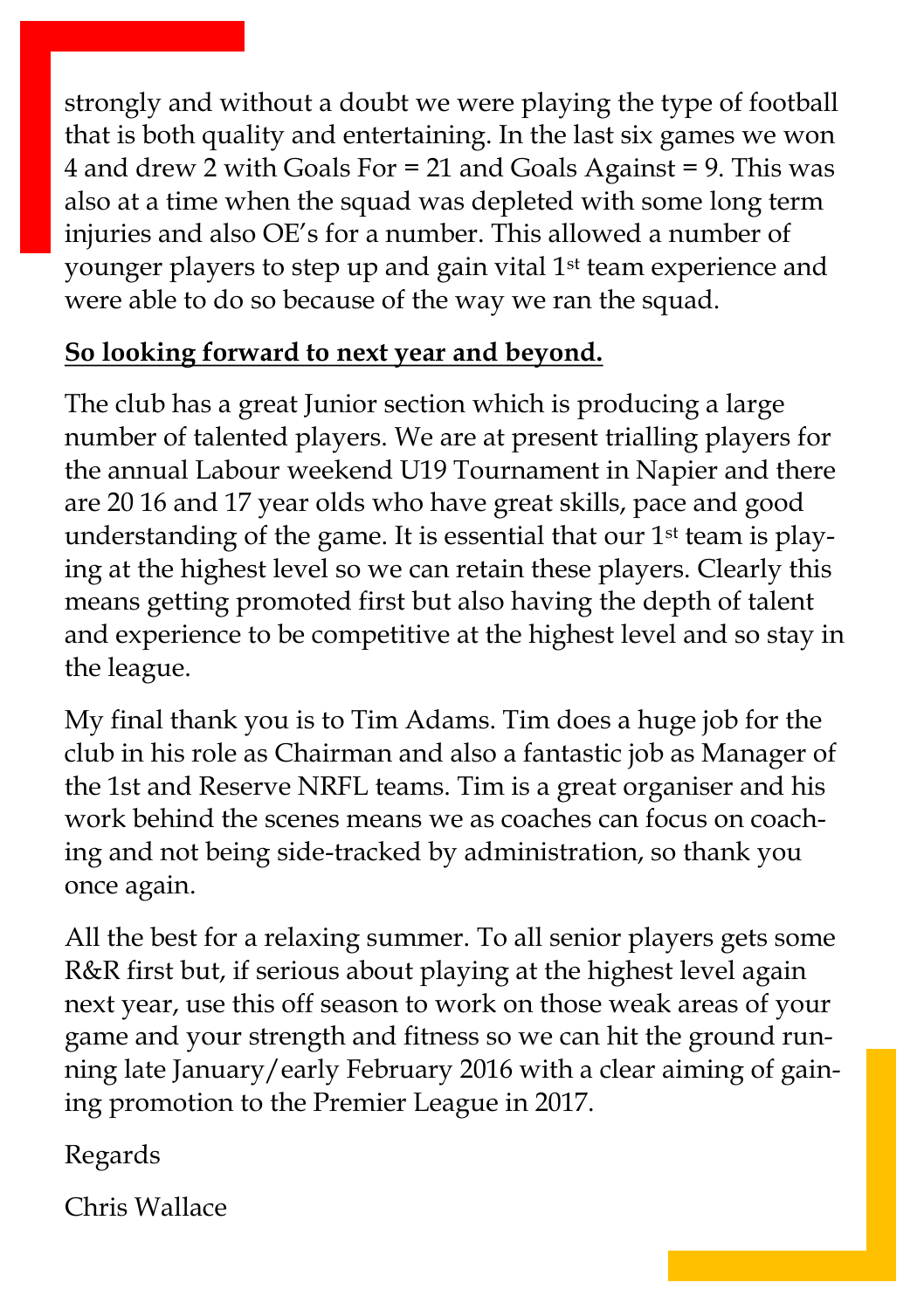strongly and without a doubt we were playing the type of football that is both quality and entertaining. In the last six games we won 4 and drew 2 with Goals For = 21 and Goals Against = 9. This was also at a time when the squad was depleted with some long term injuries and also OE's for a number. This allowed a number of younger players to step up and gain vital 1st team experience and were able to do so because of the way we ran the squad.

**So looking forward to next year and beyond.**

The club has a great Junior section which is producing a large number of talented players. We are at present trialling players for the annual Labour weekend U19 Tournament in Napier and there are 20 16 and 17 year olds who have great skills, pace and good understanding of the game. It is essential that our 1st team is playing at the highest level so we can retain these players. Clearly this means getting promoted first but also having the depth of talent and experience to be competitive at the highest level and so stay in the league.

My final thank you is to Tim Adams. Tim does a huge job for the club in his role as Chairman and also a fantastic job as Manager of the 1st and Reserve NRFL teams. Tim is a great organiser and his work behind the scenes means we as coaches can focus on coaching and not being side-tracked by administration, so thank you once again.

All the best for a relaxing summer. To all senior players gets some R&R first but, if serious about playing at the highest level again next year, use this off season to work on those weak areas of your game and your strength and fitness so we can hit the ground running late January/early February 2016 with a clear aiming of gaining promotion to the Premier League in 2017.

Regards

Chris Wallace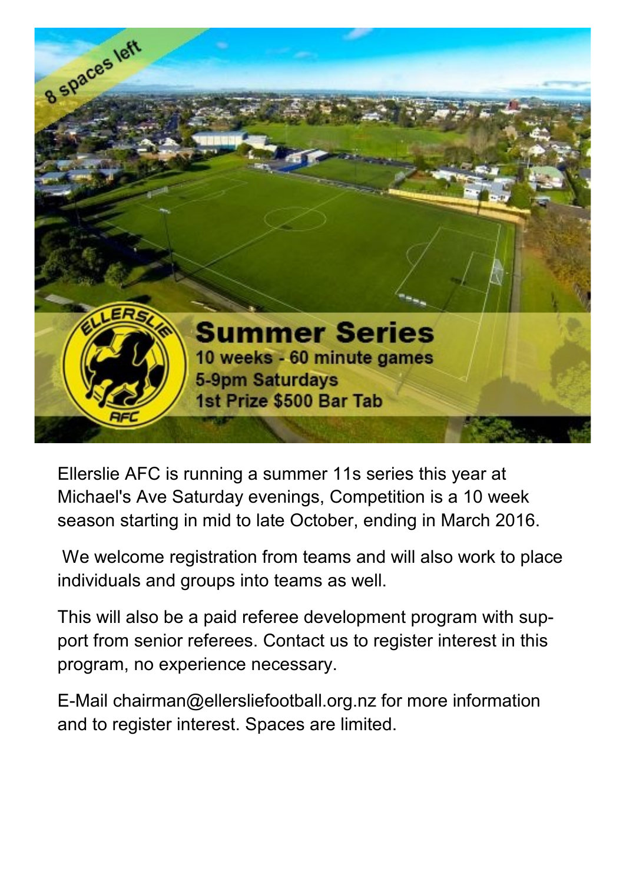8 spaces left

# Summer Series

**10 weeks - 60 minute games**
**5-9pm Saturdays**
**1st Prize $500 Bar Tab**

ELLERSLIE AFC

Ellerslie AFC is running a summer 11s series this year at Michael's Ave Saturday evenings, Competition is a 10 week season starting in mid to late October, ending in March 2016.

We welcome registration from teams and will also work to place individuals and groups into teams as well.

This will also be a paid referee development program with support from senior referees. Contact us to register interest in this program, no experience necessary.

E-Mail chairman@ellersliefootball.org.nz for more information and to register interest. Spaces are limited.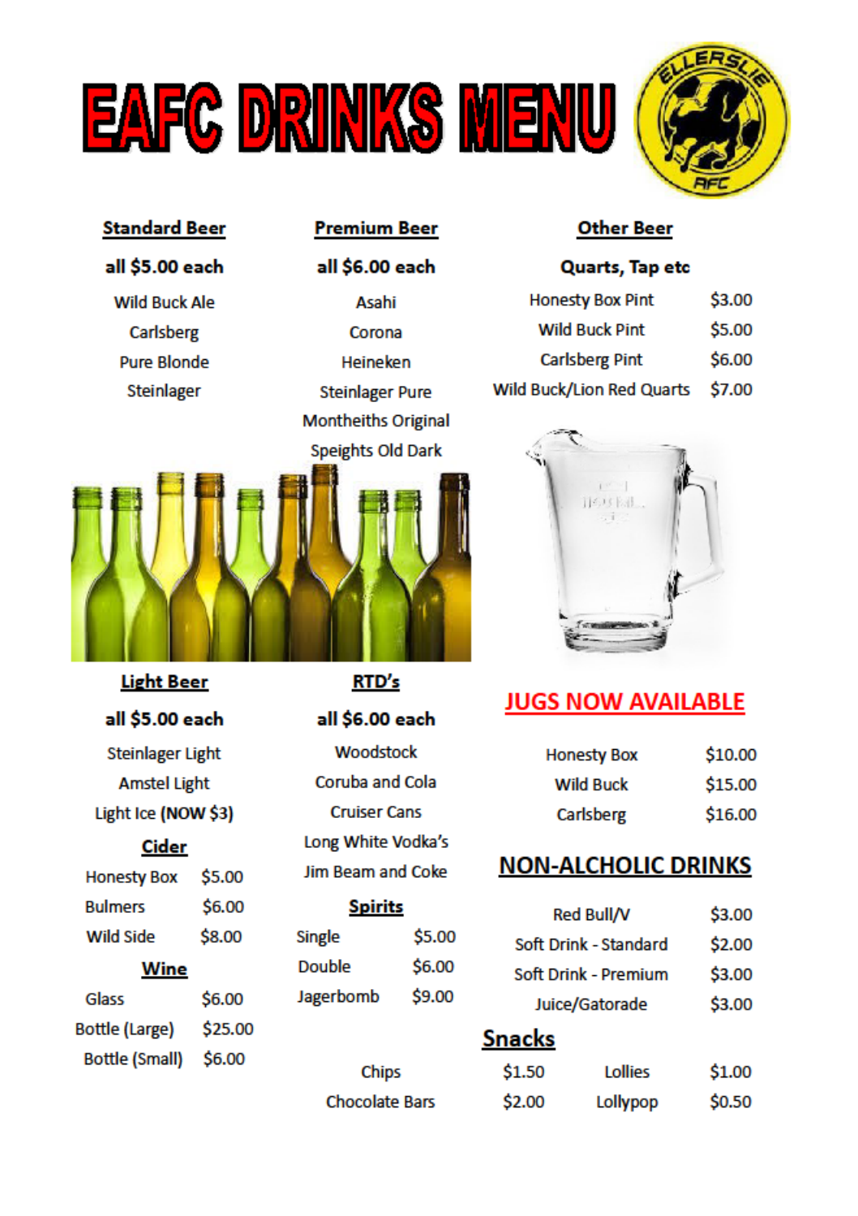# EAFC DRINKS MENU

## Standard Beer

**all $5.00 each**

Wild Buck Ale
Carlsberg
Pure Blonde
Steinlager

## Premium Beer

**all $6.00 each**

Asahi
Corona
Heineken
Steinlager Pure
Montheiths Original
Speights Old Dark

## Other Beer

**Quarts, Tap etc**

| | |
|---|---|
| Honesty Box Pint | $3.00 |
| Wild Buck Pint | $5.00 |
| Carlsberg Pint | $6.00 |
| Wild Buck/Lion Red Quarts | $7.00 |

## Light Beer

**all $5.00 each**

Steinlager Light
Amstel Light
Light Ice **(NOW $3)**

## Cider

| | |
|---|---|
| Honesty Box | $5.00 |
| Bulmers | $6.00 |
| Wild Side | $8.00 |

## Wine

| | |
|---|---|
| Glass | $6.00 |
| Bottle (Large) | $25.00 |
| Bottle (Small) | $6.00 |

## RTD's

**all $6.00 each**

Woodstock
Coruba and Cola
Cruiser Cans
Long White Vodka's
Jim Beam and Coke

## Spirits

| | |
|---|---|
| Single | $5.00 |
| Double | $6.00 |
| Jagerbomb | $9.00 |

## JUGS NOW AVAILABLE

| | |
|---|---|
| Honesty Box | $10.00 |
| Wild Buck | $15.00 |
| Carlsberg | $16.00 |

## NON-ALCHOLIC DRINKS

| | |
|---|---|
| Red Bull/V | $3.00 |
| Soft Drink - Standard | $2.00 |
| Soft Drink - Premium | $3.00 |
| Juice/Gatorade | $3.00 |

## Snacks

| | | | |
|---|---|---|---|
| Chips | $1.50 | Lollies | $1.00 |
| Chocolate Bars | $2.00 | Lollypop | $0.50 |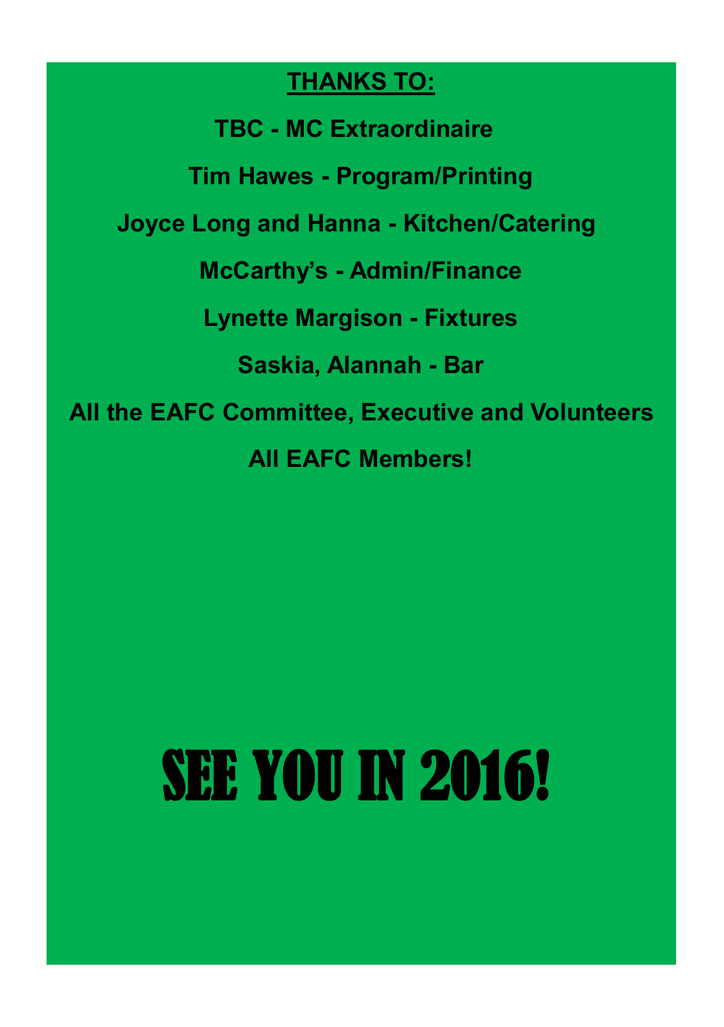## THANKS TO:

**TBC - MC Extraordinaire**

**Tim Hawes - Program/Printing**

**Joyce Long and Hanna - Kitchen/Catering**

**McCarthy's - Admin/Finance**

**Lynette Margison - Fixtures**

**Saskia, Alannah - Bar**

**All the EAFC Committee, Executive and Volunteers**

**All EAFC Members!**

# SEE YOU IN 2016!